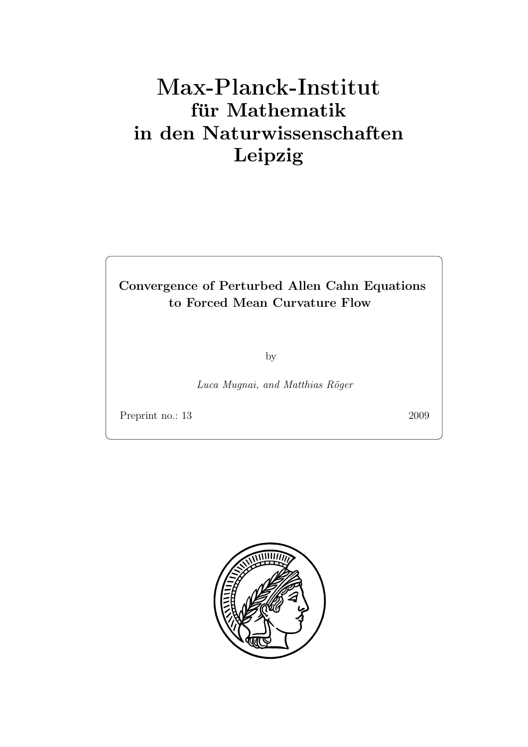# Max-Planck-Institut
## für Mathematik
## in den Naturwissenschaften
## Leipzig

**Convergence of Perturbed Allen Cahn Equations to Forced Mean Curvature Flow**

by

*Luca Mugnai, and Matthias Röger*

Preprint no.: 13 2009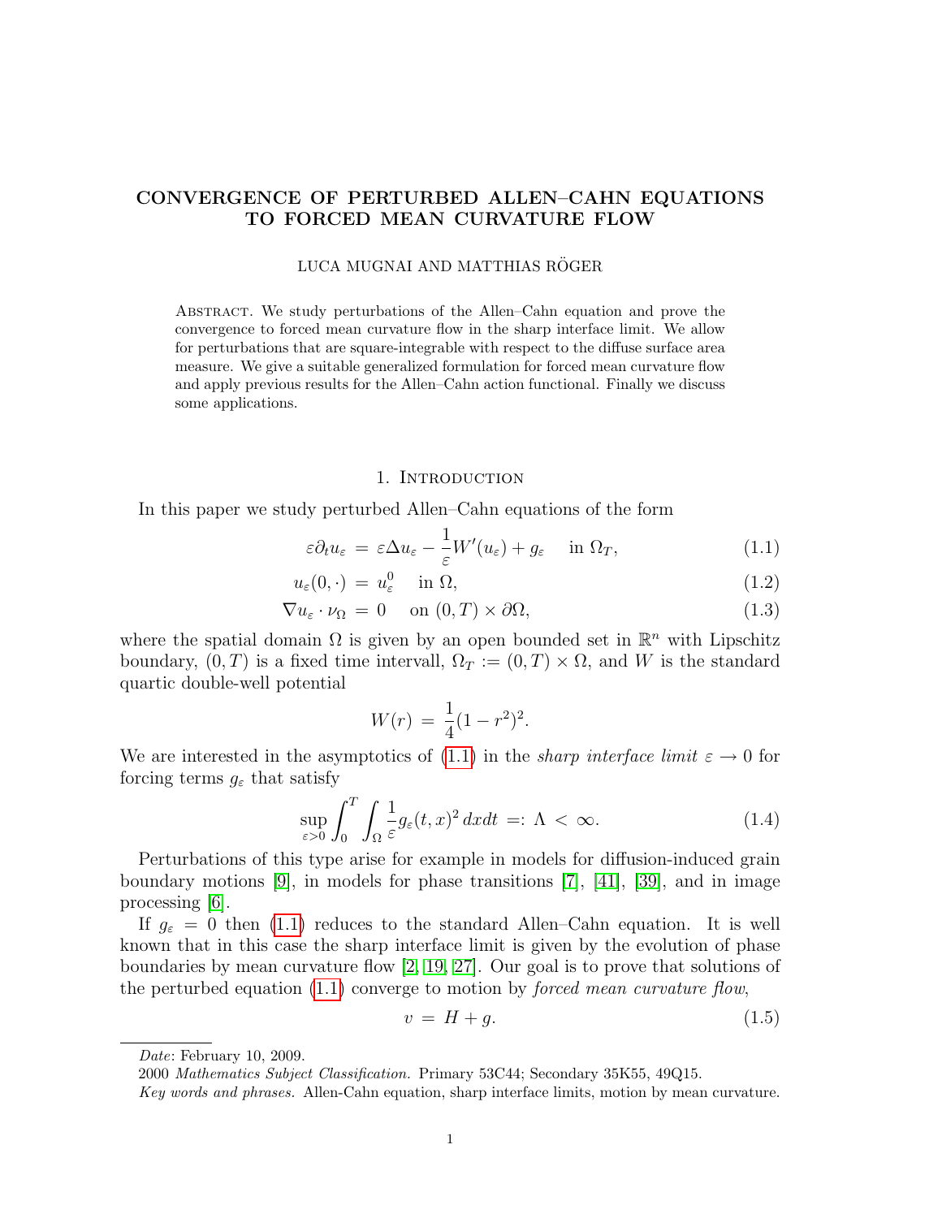# CONVERGENCE OF PERTURBED ALLEN–CAHN EQUATIONS TO FORCED MEAN CURVATURE FLOW

LUCA MUGNAI AND MATTHIAS RÖGER

Abstract. We study perturbations of the Allen–Cahn equation and prove the convergence to forced mean curvature flow in the sharp interface limit. We allow for perturbations that are square-integrable with respect to the diffuse surface area measure. We give a suitable generalized formulation for forced mean curvature flow and apply previous results for the Allen–Cahn action functional. Finally we discuss some applications.

## 1. Introduction

In this paper we study perturbed Allen–Cahn equations of the form

$$\varepsilon\partial_t u_\varepsilon \;=\; \varepsilon\Delta u_\varepsilon - \frac{1}{\varepsilon}W'(u_\varepsilon) + g_\varepsilon \quad \text{in } \Omega_T, \tag{1.1}$$

$$u_\varepsilon(0,\cdot) \;=\; u_\varepsilon^0 \quad \text{in } \Omega, \tag{1.2}$$

$$\nabla u_\varepsilon \cdot \nu_\Omega \;=\; 0 \quad \text{on } (0,T)\times\partial\Omega, \tag{1.3}$$

where the spatial domain $\Omega$ is given by an open bounded set in $\mathbb{R}^n$ with Lipschitz boundary, $(0,T)$ is a fixed time intervall, $\Omega_T := (0,T)\times\Omega$, and $W$ is the standard quartic double-well potential

$$W(r) \;=\; \frac{1}{4}(1-r^2)^2.$$

We are interested in the asymptotics of (1.1) in the *sharp interface limit* $\varepsilon \to 0$ for forcing terms $g_\varepsilon$ that satisfy

$$\sup_{\varepsilon>0}\int_0^T\int_\Omega \frac{1}{\varepsilon}g_\varepsilon(t,x)^2\,dxdt \;=:\; \Lambda \;<\; \infty. \tag{1.4}$$

Perturbations of this type arise for example in models for diffusion-induced grain boundary motions [9], in models for phase transitions [7], [41], [39], and in image processing [6].

If $g_\varepsilon = 0$ then (1.1) reduces to the standard Allen–Cahn equation. It is well known that in this case the sharp interface limit is given by the evolution of phase boundaries by mean curvature flow [2, 19, 27]. Our goal is to prove that solutions of the perturbed equation (1.1) converge to motion by *forced mean curvature flow*,

$$v \;=\; H + g. \tag{1.5}$$

*Date*: February 10, 2009.

2000 *Mathematics Subject Classification.* Primary 53C44; Secondary 35K55, 49Q15.

*Key words and phrases.* Allen-Cahn equation, sharp interface limits, motion by mean curvature.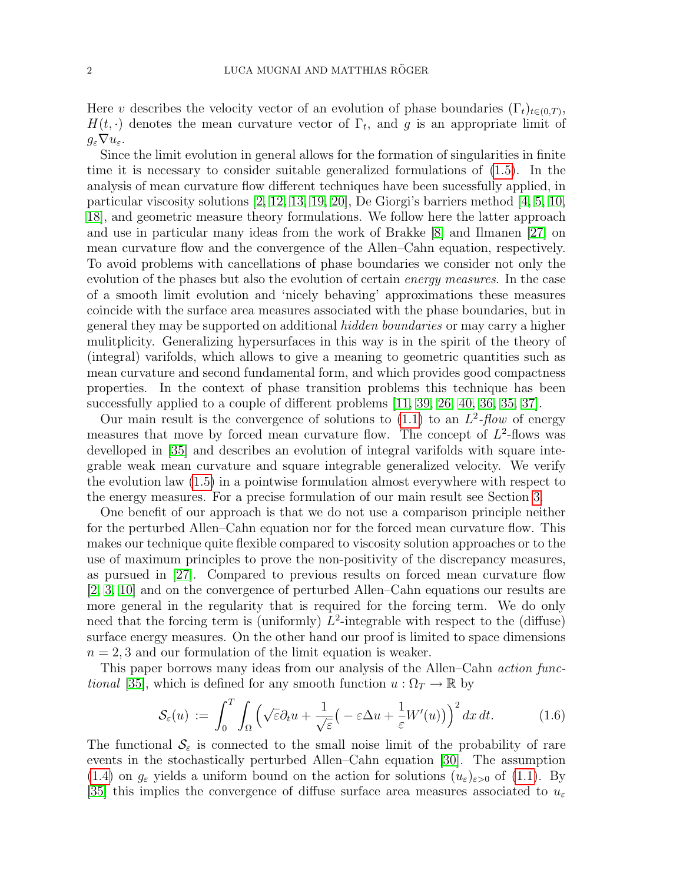Here $v$ describes the velocity vector of an evolution of phase boundaries $(\Gamma_t)_{t\in(0,T)}$, $H(t,\cdot)$ denotes the mean curvature vector of $\Gamma_t$, and $g$ is an appropriate limit of $g_\varepsilon \nabla u_\varepsilon$.

Since the limit evolution in general allows for the formation of singularities in finite time it is necessary to consider suitable generalized formulations of (1.5). In the analysis of mean curvature flow different techniques have been sucessfully applied, in particular viscosity solutions [2, 12, 13, 19, 20], De Giorgi's barriers method [4, 5, 10, 18], and geometric measure theory formulations. We follow here the latter approach and use in particular many ideas from the work of Brakke [8] and Ilmanen [27] on mean curvature flow and the convergence of the Allen–Cahn equation, respectively. To avoid problems with cancellations of phase boundaries we consider not only the evolution of the phases but also the evolution of certain *energy measures*. In the case of a smooth limit evolution and 'nicely behaving' approximations these measures coincide with the surface area measures associated with the phase boundaries, but in general they may be supported on additional *hidden boundaries* or may carry a higher mulitplicity. Generalizing hypersurfaces in this way is in the spirit of the theory of (integral) varifolds, which allows to give a meaning to geometric quantities such as mean curvature and second fundamental form, and which provides good compactness properties. In the context of phase transition problems this technique has been successfully applied to a couple of different problems [11, 39, 26, 40, 36, 35, 37].

Our main result is the convergence of solutions to (1.1) to an $L^2$*-flow* of energy measures that move by forced mean curvature flow. The concept of $L^2$-flows was develloped in [35] and describes an evolution of integral varifolds with square integrable weak mean curvature and square integrable generalized velocity. We verify the evolution law (1.5) in a pointwise formulation almost everywhere with respect to the energy measures. For a precise formulation of our main result see Section 3.

One benefit of our approach is that we do not use a comparison principle neither for the perturbed Allen–Cahn equation nor for the forced mean curvature flow. This makes our technique quite flexible compared to viscosity solution approaches or to the use of maximum principles to prove the non-positivity of the discrepancy measures, as pursued in [27]. Compared to previous results on forced mean curvature flow [2, 3, 10] and on the convergence of perturbed Allen–Cahn equations our results are more general in the regularity that is required for the forcing term. We do only need that the forcing term is (uniformly) $L^2$-integrable with respect to the (diffuse) surface energy measures. On the other hand our proof is limited to space dimensions $n = 2, 3$ and our formulation of the limit equation is weaker.

This paper borrows many ideas from our analysis of the Allen–Cahn *action functional* [35], which is defined for any smooth function $u : \Omega_T \to \mathbb{R}$ by

$$\mathcal{S}_\varepsilon(u) := \int_0^T \int_\Omega \Big( \sqrt{\varepsilon}\partial_t u + \frac{1}{\sqrt{\varepsilon}}\big( -\varepsilon\Delta u + \frac{1}{\varepsilon}W'(u)\big)\Big)^2 \,dx\,dt. \tag{1.6}$$

The functional $\mathcal{S}_\varepsilon$ is connected to the small noise limit of the probability of rare events in the stochastically perturbed Allen–Cahn equation [30]. The assumption (1.4) on $g_\varepsilon$ yields a uniform bound on the action for solutions $(u_\varepsilon)_{\varepsilon>0}$ of (1.1). By [35] this implies the convergence of diffuse surface area measures associated to $u_\varepsilon$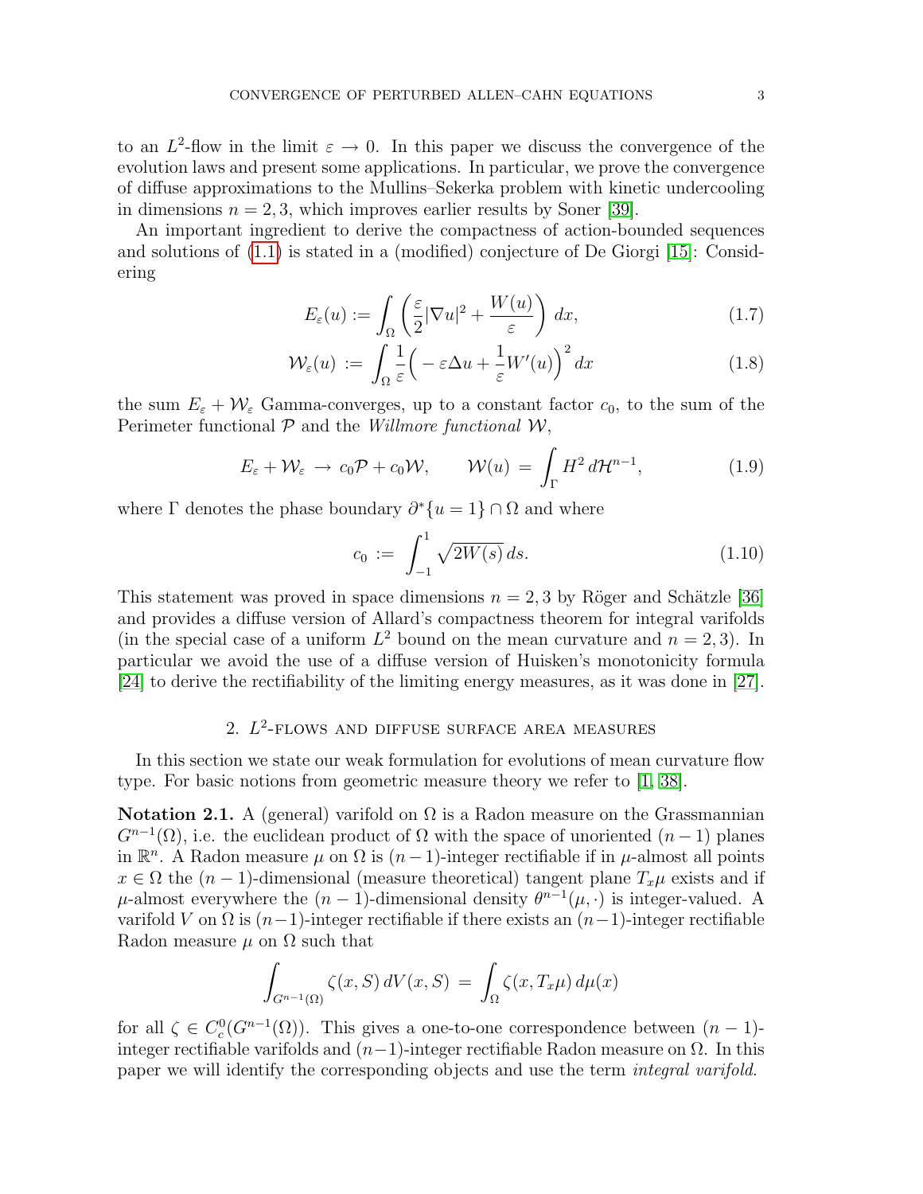to an $L^2$-flow in the limit $\varepsilon \to 0$. In this paper we discuss the convergence of the evolution laws and present some applications. In particular, we prove the convergence of diffuse approximations to the Mullins–Sekerka problem with kinetic undercooling in dimensions $n = 2, 3$, which improves earlier results by Soner [39].

An important ingredient to derive the compactness of action-bounded sequences and solutions of (1.1) is stated in a (modified) conjecture of De Giorgi [15]: Considering

$$E_\varepsilon(u) := \int_\Omega \left( \frac{\varepsilon}{2} |\nabla u|^2 + \frac{W(u)}{\varepsilon} \right) dx, \tag{1.7}$$

$$\mathcal{W}_\varepsilon(u) := \int_\Omega \frac{1}{\varepsilon} \Big( -\varepsilon \Delta u + \frac{1}{\varepsilon} W'(u) \Big)^2 dx \tag{1.8}$$

the sum $E_\varepsilon + \mathcal{W}_\varepsilon$ Gamma-converges, up to a constant factor $c_0$, to the sum of the Perimeter functional $\mathcal{P}$ and the *Willmore functional* $\mathcal{W}$,

$$E_\varepsilon + \mathcal{W}_\varepsilon \to c_0 \mathcal{P} + c_0 \mathcal{W}, \qquad \mathcal{W}(u) = \int_\Gamma H^2 \, d\mathcal{H}^{n-1}, \tag{1.9}$$

where $\Gamma$ denotes the phase boundary $\partial^* \{u = 1\} \cap \Omega$ and where

$$c_0 := \int_{-1}^{1} \sqrt{2W(s)} \, ds. \tag{1.10}$$

This statement was proved in space dimensions $n = 2, 3$ by Röger and Schätzle [36] and provides a diffuse version of Allard's compactness theorem for integral varifolds (in the special case of a uniform $L^2$ bound on the mean curvature and $n = 2, 3$). In particular we avoid the use of a diffuse version of Huisken's monotonicity formula [24] to derive the rectifiability of the limiting energy measures, as it was done in [27].

## 2. $L^2$-flows and diffuse surface area measures

In this section we state our weak formulation for evolutions of mean curvature flow type. For basic notions from geometric measure theory we refer to [1, 38].

**Notation 2.1.** A (general) varifold on $\Omega$ is a Radon measure on the Grassmannian $G^{n-1}(\Omega)$, i.e. the euclidean product of $\Omega$ with the space of unoriented $(n-1)$ planes in $\mathbb{R}^n$. A Radon measure $\mu$ on $\Omega$ is $(n-1)$-integer rectifiable if in $\mu$-almost all points $x \in \Omega$ the $(n-1)$-dimensional (measure theoretical) tangent plane $T_x\mu$ exists and if $\mu$-almost everywhere the $(n-1)$-dimensional density $\theta^{n-1}(\mu, \cdot)$ is integer-valued. A varifold $V$ on $\Omega$ is $(n-1)$-integer rectifiable if there exists an $(n-1)$-integer rectifiable Radon measure $\mu$ on $\Omega$ such that

$$\int_{G^{n-1}(\Omega)} \zeta(x, S) \, dV(x, S) = \int_\Omega \zeta(x, T_x\mu) \, d\mu(x)$$

for all $\zeta \in C_c^0(G^{n-1}(\Omega))$. This gives a one-to-one correspondence between $(n-1)$-integer rectifiable varifolds and $(n-1)$-integer rectifiable Radon measure on $\Omega$. In this paper we will identify the corresponding objects and use the term *integral varifold*.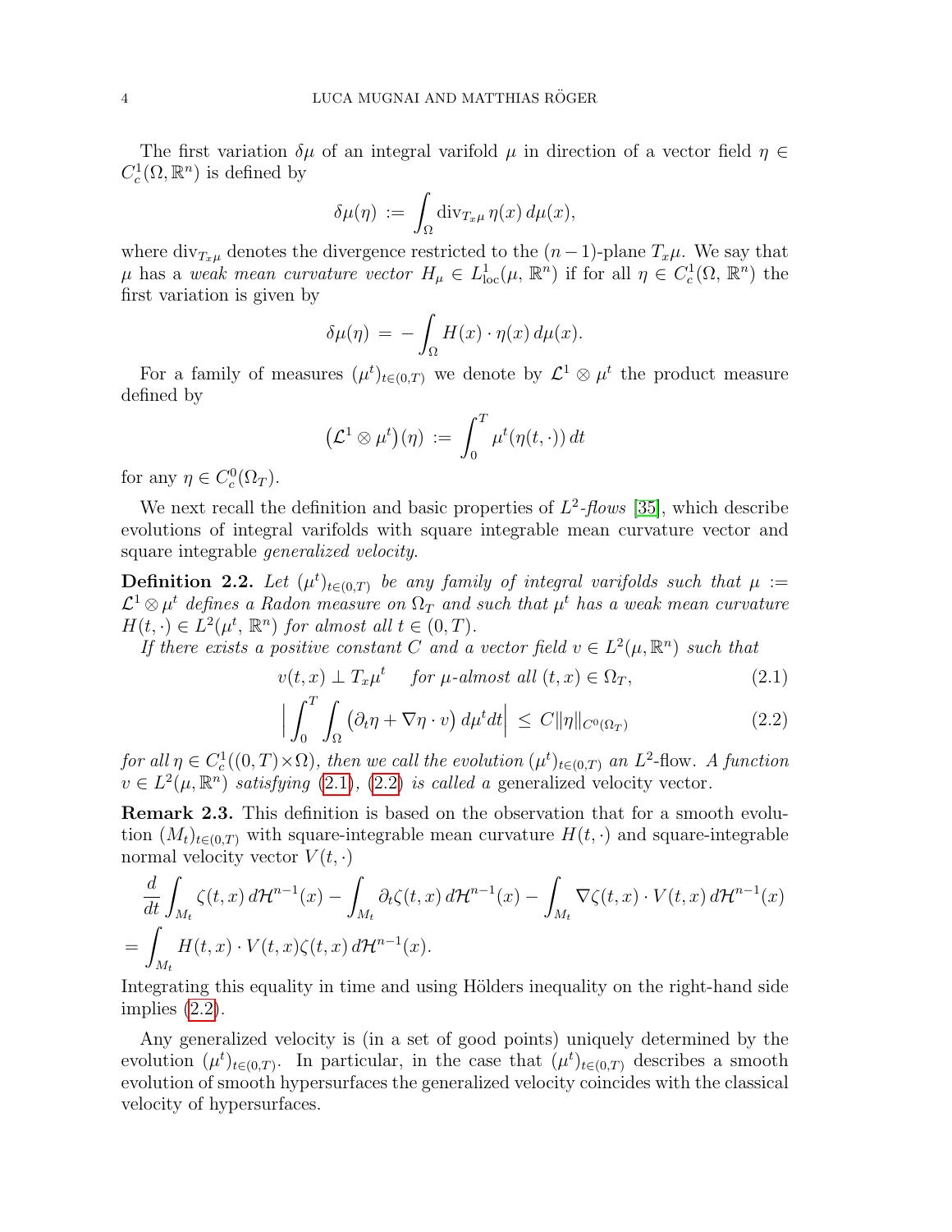The first variation $\delta\mu$ of an integral varifold $\mu$ in direction of a vector field $\eta \in C^1_c(\Omega, \mathbb{R}^n)$ is defined by

$$\delta\mu(\eta) := \int_\Omega \operatorname{div}_{T_x\mu} \eta(x)\, d\mu(x),$$

where $\operatorname{div}_{T_x\mu}$ denotes the divergence restricted to the $(n-1)$-plane $T_x\mu$. We say that $\mu$ has a *weak mean curvature vector* $H_\mu \in L^1_{\mathrm{loc}}(\mu, \mathbb{R}^n)$ if for all $\eta \in C^1_c(\Omega, \mathbb{R}^n)$ the first variation is given by

$$\delta\mu(\eta) = -\int_\Omega H(x) \cdot \eta(x)\, d\mu(x).$$

For a family of measures $(\mu^t)_{t\in(0,T)}$ we denote by $\mathcal{L}^1 \otimes \mu^t$ the product measure defined by

$$\big(\mathcal{L}^1 \otimes \mu^t\big)(\eta) := \int_0^T \mu^t(\eta(t,\cdot))\, dt$$

for any $\eta \in C^0_c(\Omega_T)$.

We next recall the definition and basic properties of $L^2$*-flows* [35], which describe evolutions of integral varifolds with square integrable mean curvature vector and square integrable *generalized velocity*.

**Definition 2.2.** *Let $(\mu^t)_{t\in(0,T)}$ be any family of integral varifolds such that $\mu := \mathcal{L}^1 \otimes \mu^t$ defines a Radon measure on $\Omega_T$ and such that $\mu^t$ has a weak mean curvature $H(t,\cdot) \in L^2(\mu^t, \mathbb{R}^n)$ for almost all $t \in (0,T)$.*

*If there exists a positive constant $C$ and a vector field $v \in L^2(\mu, \mathbb{R}^n)$ such that*

$$v(t,x) \perp T_x\mu^t \quad \text{for } \mu\text{-almost all } (t,x) \in \Omega_T, \tag{2.1}$$

$$\Big| \int_0^T \int_\Omega \big(\partial_t \eta + \nabla \eta \cdot v\big)\, d\mu^t dt \Big| \le C \|\eta\|_{C^0(\Omega_T)} \tag{2.2}$$

*for all $\eta \in C^1_c((0,T)\times\Omega)$, then we call the evolution $(\mu^t)_{t\in(0,T)}$ an $L^2$-*flow*. A function $v \in L^2(\mu, \mathbb{R}^n)$ satisfying (2.1), (2.2) is called a* generalized velocity vector.

**Remark 2.3.** This definition is based on the observation that for a smooth evolution $(M_t)_{t\in(0,T)}$ with square-integrable mean curvature $H(t,\cdot)$ and square-integrable normal velocity vector $V(t,\cdot)$

$$\begin{aligned}
&\frac{d}{dt}\int_{M_t} \zeta(t,x)\, d\mathcal{H}^{n-1}(x) - \int_{M_t} \partial_t \zeta(t,x)\, d\mathcal{H}^{n-1}(x) - \int_{M_t} \nabla\zeta(t,x) \cdot V(t,x)\, d\mathcal{H}^{n-1}(x) \\
&= \int_{M_t} H(t,x) \cdot V(t,x) \zeta(t,x)\, d\mathcal{H}^{n-1}(x).
\end{aligned}$$

Integrating this equality in time and using Hölders inequality on the right-hand side implies (2.2).

Any generalized velocity is (in a set of good points) uniquely determined by the evolution $(\mu^t)_{t\in(0,T)}$. In particular, in the case that $(\mu^t)_{t\in(0,T)}$ describes a smooth evolution of smooth hypersurfaces the generalized velocity coincides with the classical velocity of hypersurfaces.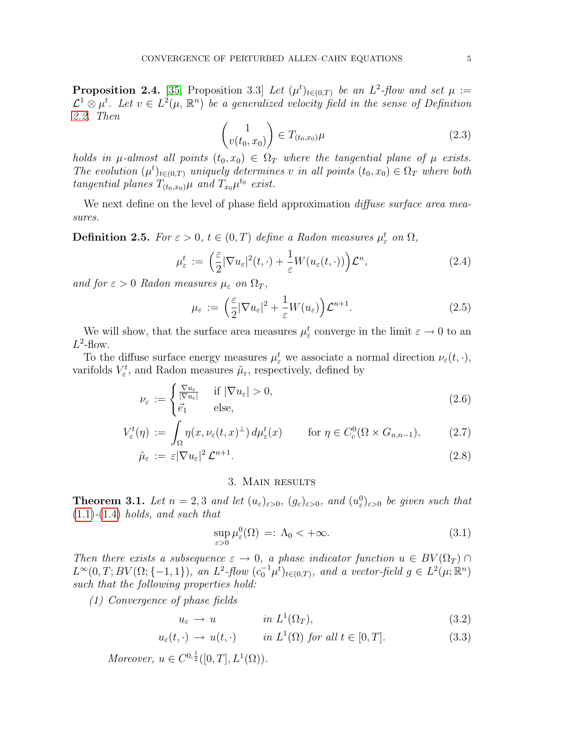**Proposition 2.4.** [35, Proposition 3.3] *Let $(\mu^t)_{t\in(0,T)}$ be an $L^2$-flow and set $\mu := \mathcal{L}^1 \otimes \mu^t$. Let $v \in L^2(\mu, \mathbb{R}^n)$ be a generalized velocity field in the sense of Definition 2.2. Then*

$$\begin{pmatrix} 1 \\ v(t_0, x_0) \end{pmatrix} \in T_{(t_0,x_0)}\mu \tag{2.3}$$

*holds in $\mu$-almost all points $(t_0, x_0) \in \Omega_T$ where the tangential plane of $\mu$ exists. The evolution $(\mu^t)_{t\in(0,T)}$ uniquely determines $v$ in all points $(t_0, x_0) \in \Omega_T$ where both tangential planes $T_{(t_0,x_0)}\mu$ and $T_{x_0}\mu^{t_0}$ exist.*

We next define on the level of phase field approximation *diffuse surface area measures.*

**Definition 2.5.** *For $\varepsilon > 0$, $t \in (0,T)$ define a Radon measures $\mu_\varepsilon^t$ on $\Omega$,*

$$\mu_\varepsilon^t := \Big(\frac{\varepsilon}{2}|\nabla u_\varepsilon|^2(t,\cdot) + \frac{1}{\varepsilon}W(u_\varepsilon(t,\cdot))\Big)\mathcal{L}^n, \tag{2.4}$$

*and for $\varepsilon > 0$ Radon measures $\mu_\varepsilon$ on $\Omega_T$,*

$$\mu_\varepsilon := \Big(\frac{\varepsilon}{2}|\nabla u_\varepsilon|^2 + \frac{1}{\varepsilon}W(u_\varepsilon)\Big)\mathcal{L}^{n+1}. \tag{2.5}$$

We will show, that the surface area measures $\mu_\varepsilon^t$ converge in the limit $\varepsilon \to 0$ to an $L^2$-flow.

To the diffuse surface energy measures $\mu_\varepsilon^t$ we associate a normal direction $\nu_\varepsilon(t,\cdot)$, varifolds $V_\varepsilon^t$, and Radon measures $\tilde{\mu}_\varepsilon$, respectively, defined by

$$\nu_\varepsilon := \begin{cases} \frac{\nabla u_\varepsilon}{|\nabla u_\varepsilon|} & \text{if } |\nabla u_\varepsilon| > 0, \\ \vec{e}_1 & \text{else,} \end{cases} \tag{2.6}$$

$$V_\varepsilon^t(\eta) := \int_\Omega \eta(x, \nu_\varepsilon(t,x)^\perp)\, d\mu_\varepsilon^t(x) \qquad \text{for } \eta \in C_c^0(\Omega \times G_{n,n-1}), \tag{2.7}$$

$$\tilde{\mu}_\varepsilon := \varepsilon|\nabla u_\varepsilon|^2\, \mathcal{L}^{n+1}. \tag{2.8}$$

## 3. Main results

**Theorem 3.1.** *Let $n = 2, 3$ and let $(u_\varepsilon)_{\varepsilon>0}$, $(g_\varepsilon)_{\varepsilon>0}$, and $(u_\varepsilon^0)_{\varepsilon>0}$ be given such that (1.1)-(1.4) holds, and such that*

$$\sup_{\varepsilon>0} \mu_\varepsilon^0(\Omega) =: \Lambda_0 < +\infty. \tag{3.1}$$

*Then there exists a subsequence $\varepsilon \to 0$, a phase indicator function $u \in BV(\Omega_T) \cap L^\infty(0,T; BV(\Omega; \{-1,1\})$, an $L^2$-flow $(c_0^{-1}\mu^t)_{t\in(0,T)}$, and a vector-field $g \in L^2(\mu;\mathbb{R}^n)$ such that the following properties hold:*

*(1) Convergence of phase fields*

$$u_\varepsilon \to u \qquad \text{in } L^1(\Omega_T), \tag{3.2}$$

$$u_\varepsilon(t,\cdot) \to u(t,\cdot) \qquad \text{in } L^1(\Omega) \text{ for all } t \in [0,T]. \tag{3.3}$$

*Moreover, $u \in C^{0,\frac{1}{2}}([0,T], L^1(\Omega))$.*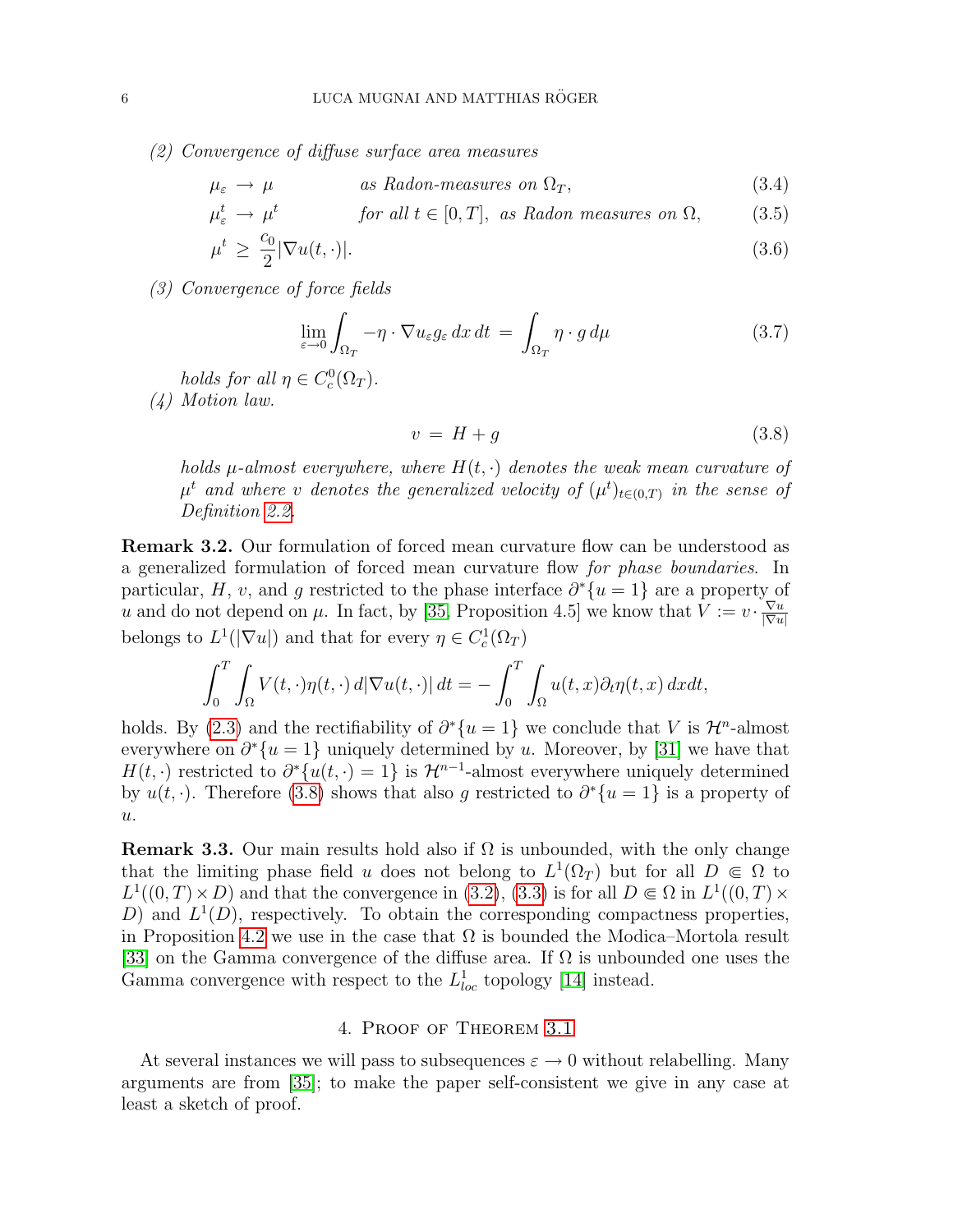*(2) Convergence of diffuse surface area measures*

$$\mu_\varepsilon \to \mu \qquad \text{as Radon-measures on } \Omega_T, \tag{3.4}$$

$$\mu_\varepsilon^t \to \mu^t \qquad \text{for all } t \in [0,T], \text{ as Radon measures on } \Omega, \tag{3.5}$$

$$\mu^t \geq \frac{c_0}{2}|\nabla u(t,\cdot)|. \tag{3.6}$$

*(3) Convergence of force fields*

$$\lim_{\varepsilon\to 0}\int_{\Omega_T} -\eta\cdot\nabla u_\varepsilon g_\varepsilon \,dx\,dt = \int_{\Omega_T}\eta\cdot g\,d\mu \tag{3.7}$$

*holds for all $\eta \in C_c^0(\Omega_T)$.*

*(4) Motion law.*

$$v = H + g \tag{3.8}$$

*holds $\mu$-almost everywhere, where $H(t,\cdot)$ denotes the weak mean curvature of $\mu^t$ and where $v$ denotes the generalized velocity of $(\mu^t)_{t\in(0,T)}$ in the sense of Definition 2.2.*

**Remark 3.2.** Our formulation of forced mean curvature flow can be understood as a generalized formulation of forced mean curvature flow *for phase boundaries*. In particular, $H$, $v$, and $g$ restricted to the phase interface $\partial^*\{u=1\}$ are a property of $u$ and do not depend on $\mu$. In fact, by [35, Proposition 4.5] we know that $V := v\cdot\frac{\nabla u}{|\nabla u|}$ belongs to $L^1(|\nabla u|)$ and that for every $\eta \in C_c^1(\Omega_T)$

$$\int_0^T\int_\Omega V(t,\cdot)\eta(t,\cdot)\,d|\nabla u(t,\cdot)|\,dt = -\int_0^T\int_\Omega u(t,x)\partial_t\eta(t,x)\,dxdt,$$

holds. By (2.3) and the rectifiability of $\partial^*\{u=1\}$ we conclude that $V$ is $\mathcal{H}^n$-almost everywhere on $\partial^*\{u=1\}$ uniquely determined by $u$. Moreover, by [31] we have that $H(t,\cdot)$ restricted to $\partial^*\{u(t,\cdot)=1\}$ is $\mathcal{H}^{n-1}$-almost everywhere uniquely determined by $u(t,\cdot)$. Therefore (3.8) shows that also $g$ restricted to $\partial^*\{u=1\}$ is a property of $u$.

**Remark 3.3.** Our main results hold also if $\Omega$ is unbounded, with the only change that the limiting phase field $u$ does not belong to $L^1(\Omega_T)$ but for all $D \Subset \Omega$ to $L^1((0,T)\times D)$ and that the convergence in (3.2), (3.3) is for all $D \Subset \Omega$ in $L^1((0,T)\times D)$ and $L^1(D)$, respectively. To obtain the corresponding compactness properties, in Proposition 4.2 we use in the case that $\Omega$ is bounded the Modica–Mortola result [33] on the Gamma convergence of the diffuse area. If $\Omega$ is unbounded one uses the Gamma convergence with respect to the $L^1_{loc}$ topology [14] instead.

## 4. Proof of Theorem 3.1

At several instances we will pass to subsequences $\varepsilon \to 0$ without relabelling. Many arguments are from [35]; to make the paper self-consistent we give in any case at least a sketch of proof.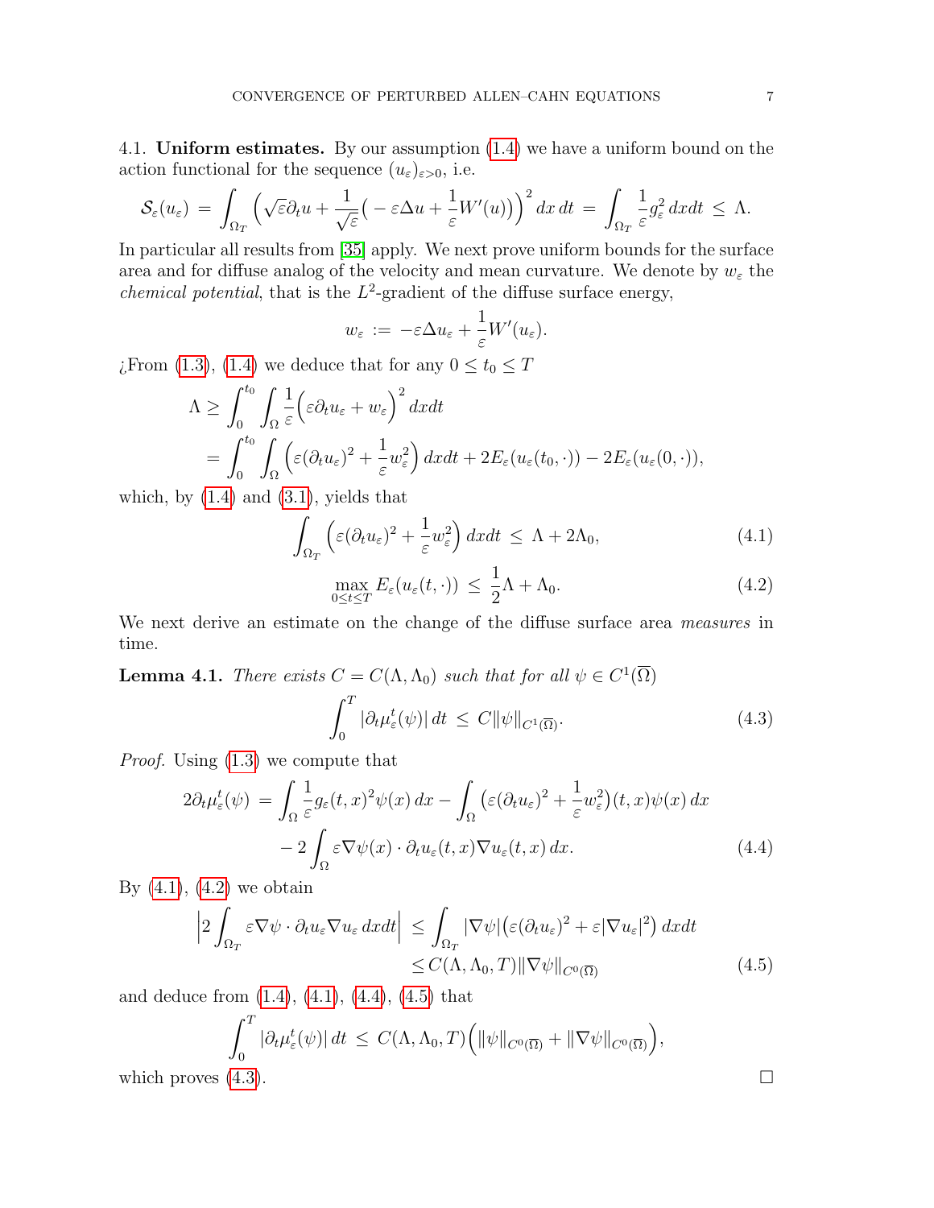### 4.1. Uniform estimates.

**4.1. Uniform estimates.** By our assumption (1.4) we have a uniform bound on the action functional for the sequence $(u_\varepsilon)_{\varepsilon>0}$, i.e.

$$\mathcal{S}_\varepsilon(u_\varepsilon) \;=\; \int_{\Omega_T} \Big(\sqrt{\varepsilon}\partial_t u + \frac{1}{\sqrt{\varepsilon}}\big(-\varepsilon\Delta u + \frac{1}{\varepsilon}W'(u)\big)\Big)^2\,dx\,dt \;=\; \int_{\Omega_T} \frac{1}{\varepsilon}g_\varepsilon^2\,dxdt \;\leq\; \Lambda.$$

In particular all results from [35] apply. We next prove uniform bounds for the surface area and for diffuse analog of the velocity and mean curvature. We denote by $w_\varepsilon$ the *chemical potential*, that is the $L^2$-gradient of the diffuse surface energy,

$$w_\varepsilon \;:=\; -\varepsilon\Delta u_\varepsilon + \frac{1}{\varepsilon}W'(u_\varepsilon).$$

¿From (1.3), (1.4) we deduce that for any $0 \leq t_0 \leq T$

$$\begin{aligned}
\Lambda &\geq \int_0^{t_0}\int_\Omega \frac{1}{\varepsilon}\Big(\varepsilon\partial_t u_\varepsilon + w_\varepsilon\Big)^2\,dxdt\\
&= \int_0^{t_0}\int_\Omega \Big(\varepsilon(\partial_t u_\varepsilon)^2 + \frac{1}{\varepsilon}w_\varepsilon^2\Big)\,dxdt + 2E_\varepsilon(u_\varepsilon(t_0,\cdot)) - 2E_\varepsilon(u_\varepsilon(0,\cdot)),
\end{aligned}$$

which, by (1.4) and (3.1), yields that

$$\int_{\Omega_T}\Big(\varepsilon(\partial_t u_\varepsilon)^2 + \frac{1}{\varepsilon}w_\varepsilon^2\Big)\,dxdt \;\leq\; \Lambda + 2\Lambda_0, \tag{4.1}$$

$$\max_{0\leq t\leq T} E_\varepsilon(u_\varepsilon(t,\cdot)) \;\leq\; \frac{1}{2}\Lambda + \Lambda_0. \tag{4.2}$$

We next derive an estimate on the change of the diffuse surface area *measures* in time.

**Lemma 4.1.** *There exists $C = C(\Lambda,\Lambda_0)$ such that for all $\psi \in C^1(\overline{\Omega})$*

$$\int_0^T |\partial_t \mu_\varepsilon^t(\psi)|\,dt \;\leq\; C\|\psi\|_{C^1(\overline{\Omega})}. \tag{4.3}$$

*Proof.* Using (1.3) we compute that

$$\begin{aligned}
2\partial_t\mu_\varepsilon^t(\psi) \;=&\; \int_\Omega \frac{1}{\varepsilon}g_\varepsilon(t,x)^2\psi(x)\,dx - \int_\Omega \big(\varepsilon(\partial_t u_\varepsilon)^2 + \frac{1}{\varepsilon}w_\varepsilon^2\big)(t,x)\psi(x)\,dx\\
&- 2\int_\Omega \varepsilon\nabla\psi(x)\cdot\partial_t u_\varepsilon(t,x)\nabla u_\varepsilon(t,x)\,dx.
\end{aligned} \tag{4.4}$$

By (4.1), (4.2) we obtain

$$\begin{aligned}
\Big|2\int_{\Omega_T}\varepsilon\nabla\psi\cdot\partial_t u_\varepsilon\nabla u_\varepsilon\,dxdt\Big| \;&\leq\; \int_{\Omega_T}|\nabla\psi|\big(\varepsilon(\partial_t u_\varepsilon)^2 + \varepsilon|\nabla u_\varepsilon|^2\big)\,dxdt\\
&\leq C(\Lambda,\Lambda_0,T)\|\nabla\psi\|_{C^0(\overline{\Omega})}
\end{aligned} \tag{4.5}$$

and deduce from (1.4), (4.1), (4.4), (4.5) that

$$\int_0^T|\partial_t\mu_\varepsilon^t(\psi)|\,dt \;\leq\; C(\Lambda,\Lambda_0,T)\Big(\|\psi\|_{C^0(\overline{\Omega})} + \|\nabla\psi\|_{C^0(\overline{\Omega})}\Big),$$

which proves (4.3). ☐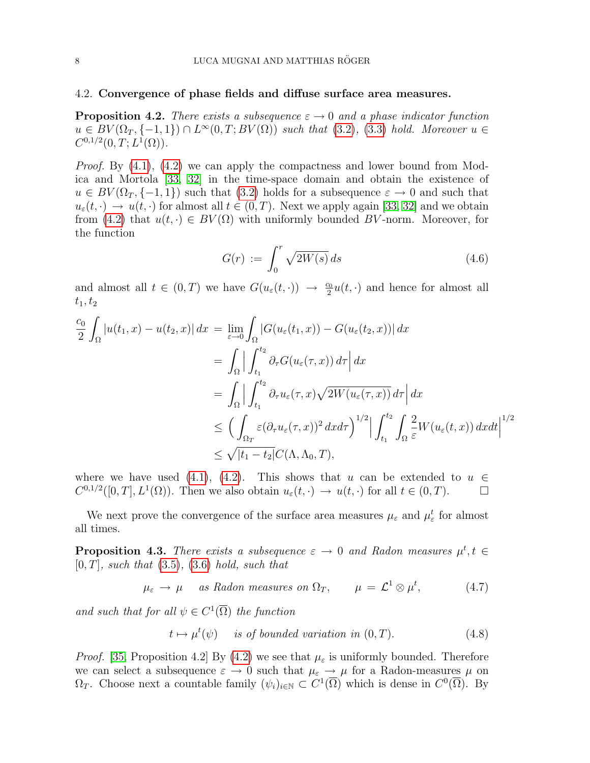### 4.2. **Convergence of phase fields and diffuse surface area measures.**

**Proposition 4.2.** *There exists a subsequence $\varepsilon \to 0$ and a phase indicator function $u \in BV(\Omega_T, \{-1, 1\}) \cap L^\infty(0, T; BV(\Omega))$ such that (3.2), (3.3) hold. Moreover $u \in C^{0,1/2}(0, T; L^1(\Omega))$.*

*Proof.* By (4.1), (4.2) we can apply the compactness and lower bound from Modica and Mortola [33, 32] in the time-space domain and obtain the existence of $u \in BV(\Omega_T, \{-1, 1\})$ such that (3.2) holds for a subsequence $\varepsilon \to 0$ and such that $u_\varepsilon(t, \cdot) \to u(t, \cdot)$ for almost all $t \in (0, T)$. Next we apply again [33, 32] and we obtain from (4.2) that $u(t, \cdot) \in BV(\Omega)$ with uniformly bounded $BV$-norm. Moreover, for the function

$$G(r) := \int_0^r \sqrt{2W(s)}\, ds \tag{4.6}$$

and almost all $t \in (0, T)$ we have $G(u_\varepsilon(t, \cdot)) \to \frac{c_0}{2} u(t, \cdot)$ and hence for almost all $t_1, t_2$

$$\begin{aligned}
\frac{c_0}{2} \int_\Omega |u(t_1, x) - u(t_2, x)|\, dx &= \lim_{\varepsilon \to 0} \int_\Omega |G(u_\varepsilon(t_1, x)) - G(u_\varepsilon(t_2, x))|\, dx \\
&= \int_\Omega \Big| \int_{t_1}^{t_2} \partial_\tau G(u_\varepsilon(\tau, x))\, d\tau \Big|\, dx \\
&= \int_\Omega \Big| \int_{t_1}^{t_2} \partial_\tau u_\varepsilon(\tau, x) \sqrt{2W(u_\varepsilon(\tau, x))}\, d\tau \Big|\, dx \\
&\leq \Big( \int_{\Omega_T} \varepsilon (\partial_\tau u_\varepsilon(\tau, x))^2\, dx d\tau \Big)^{1/2} \Big| \int_{t_1}^{t_2} \int_\Omega \frac{2}{\varepsilon} W(u_\varepsilon(t, x))\, dx dt \Big|^{1/2} \\
&\leq \sqrt{|t_1 - t_2|}\, C(\Lambda, \Lambda_0, T),
\end{aligned}$$

where we have used (4.1), (4.2). This shows that $u$ can be extended to $u \in C^{0,1/2}([0, T], L^1(\Omega))$. Then we also obtain $u_\varepsilon(t, \cdot) \to u(t, \cdot)$ for all $t \in (0, T)$. $\square$

We next prove the convergence of the surface area measures $\mu_\varepsilon$ and $\mu_\varepsilon^t$ for almost all times.

**Proposition 4.3.** *There exists a subsequence $\varepsilon \to 0$ and Radon measures $\mu^t, t \in [0, T]$, such that (3.5), (3.6) hold, such that*

$$\mu_\varepsilon \to \mu \quad \textit{as Radon measures on } \Omega_T, \qquad \mu = \mathcal{L}^1 \otimes \mu^t, \tag{4.7}$$

*and such that for all $\psi \in C^1(\overline{\Omega})$ the function*

$$t \mapsto \mu^t(\psi) \quad \textit{is of bounded variation in } (0, T). \tag{4.8}$$

*Proof.* [35, Proposition 4.2] By (4.2) we see that $\mu_\varepsilon$ is uniformly bounded. Therefore we can select a subsequence $\varepsilon \to 0$ such that $\mu_\varepsilon \to \mu$ for a Radon-measures $\mu$ on $\Omega_T$. Choose next a countable family $(\psi_i)_{i \in \mathbb{N}} \subset C^1(\overline{\Omega})$ which is dense in $C^0(\overline{\Omega})$. By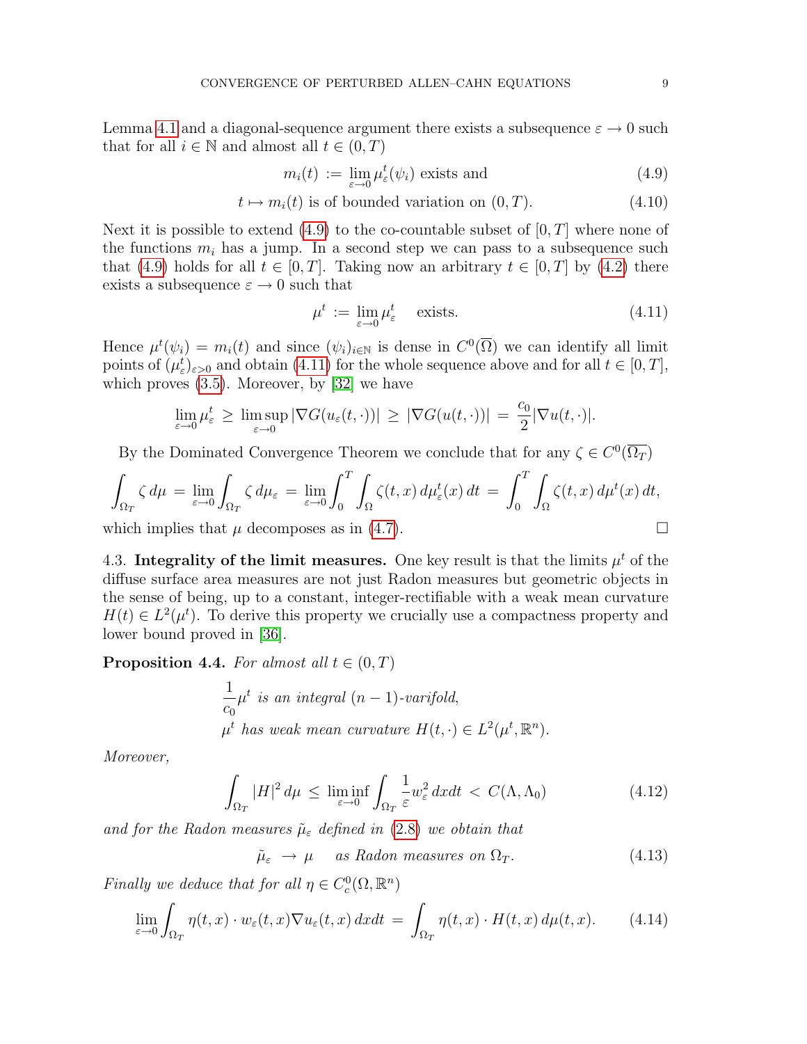Lemma 4.1 and a diagonal-sequence argument there exists a subsequence $\varepsilon \to 0$ such that for all $i \in \mathbb{N}$ and almost all $t \in (0,T)$

$$m_i(t) := \lim_{\varepsilon\to 0} \mu_\varepsilon^t(\psi_i) \text{ exists and} \tag{4.9}$$

$$t \mapsto m_i(t) \text{ is of bounded variation on } (0,T). \tag{4.10}$$

Next it is possible to extend (4.9) to the co-countable subset of $[0,T]$ where none of the functions $m_i$ has a jump. In a second step we can pass to a subsequence such that (4.9) holds for all $t \in [0,T]$. Taking now an arbitrary $t \in [0,T]$ by (4.2) there exists a subsequence $\varepsilon \to 0$ such that

$$\mu^t := \lim_{\varepsilon\to 0} \mu_\varepsilon^t \quad \text{exists.} \tag{4.11}$$

Hence $\mu^t(\psi_i) = m_i(t)$ and since $(\psi_i)_{i\in\mathbb{N}}$ is dense in $C^0(\overline{\Omega})$ we can identify all limit points of $(\mu_\varepsilon^t)_{\varepsilon>0}$ and obtain (4.11) for the whole sequence above and for all $t \in [0,T]$, which proves (3.5). Moreover, by [32] we have

$$\lim_{\varepsilon\to 0} \mu_\varepsilon^t \ge \limsup_{\varepsilon\to 0} |\nabla G(u_\varepsilon(t,\cdot))| \ge |\nabla G(u(t,\cdot))| = \frac{c_0}{2}|\nabla u(t,\cdot)|.$$

By the Dominated Convergence Theorem we conclude that for any $\zeta \in C^0(\overline{\Omega_T})$

$$\int_{\Omega_T} \zeta \, d\mu = \lim_{\varepsilon\to 0} \int_{\Omega_T} \zeta \, d\mu_\varepsilon = \lim_{\varepsilon\to 0} \int_0^T \int_\Omega \zeta(t,x)\, d\mu_\varepsilon^t(x)\, dt = \int_0^T \int_\Omega \zeta(t,x)\, d\mu^t(x)\, dt,$$

which implies that $\mu$ decomposes as in (4.7). ☐

4.3. **Integrality of the limit measures.** One key result is that the limits $\mu^t$ of the diffuse surface area measures are not just Radon measures but geometric objects in the sense of being, up to a constant, integer-rectifiable with a weak mean curvature $H(t) \in L^2(\mu^t)$. To derive this property we crucially use a compactness property and lower bound proved in [36].

**Proposition 4.4.** *For almost all $t \in (0,T)$*

$$\frac{1}{c_0}\mu^t \textit{ is an integral } (n-1)\textit{-varifold},$$
$$\mu^t \textit{ has weak mean curvature } H(t,\cdot) \in L^2(\mu^t,\mathbb{R}^n).$$

*Moreover,*

$$\int_{\Omega_T} |H|^2 \, d\mu \le \liminf_{\varepsilon\to 0} \int_{\Omega_T} \frac{1}{\varepsilon} w_\varepsilon^2 \, dxdt < C(\Lambda,\Lambda_0) \tag{4.12}$$

*and for the Radon measures $\tilde{\mu}_\varepsilon$ defined in (2.8) we obtain that*

$$\tilde{\mu}_\varepsilon \to \mu \quad \textit{as Radon measures on } \Omega_T. \tag{4.13}$$

*Finally we deduce that for all $\eta \in C_c^0(\Omega,\mathbb{R}^n)$*

$$\lim_{\varepsilon\to 0} \int_{\Omega_T} \eta(t,x) \cdot w_\varepsilon(t,x) \nabla u_\varepsilon(t,x)\, dxdt = \int_{\Omega_T} \eta(t,x) \cdot H(t,x)\, d\mu(t,x). \tag{4.14}$$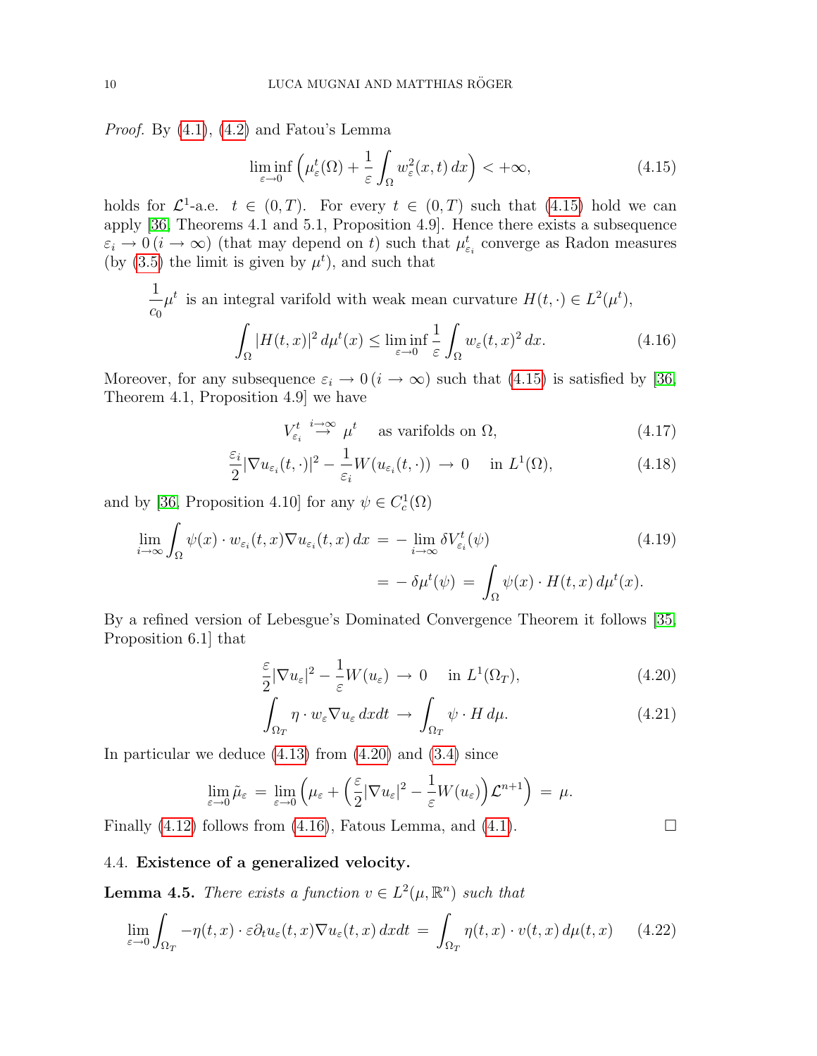*Proof.* By (4.1), (4.2) and Fatou's Lemma

$$\liminf_{\varepsilon\to 0}\Big(\mu_\varepsilon^t(\Omega) + \frac{1}{\varepsilon}\int_\Omega w_\varepsilon^2(x,t)\,dx\Big) < +\infty, \tag{4.15}$$

holds for $\mathcal{L}^1$-a.e. $t \in (0,T)$. For every $t \in (0,T)$ such that (4.15) hold we can apply [36, Theorems 4.1 and 5.1, Proposition 4.9]. Hence there exists a subsequence $\varepsilon_i \to 0\,(i\to\infty)$ (that may depend on $t$) such that $\mu_{\varepsilon_i}^t$ converge as Radon measures (by (3.5) the limit is given by $\mu^t$), and such that

$$\frac{1}{c_0}\mu^t \text{ is an integral varifold with weak mean curvature } H(t,\cdot) \in L^2(\mu^t),$$

$$\int_\Omega |H(t,x)|^2\,d\mu^t(x) \le \liminf_{\varepsilon\to 0}\frac{1}{\varepsilon}\int_\Omega w_\varepsilon(t,x)^2\,dx. \tag{4.16}$$

Moreover, for any subsequence $\varepsilon_i \to 0\,(i\to\infty)$ such that (4.15) is satisfied by [36, Theorem 4.1, Proposition 4.9] we have

$$V_{\varepsilon_i}^t \overset{i\to\infty}{\to} \mu^t \quad \text{as varifolds on } \Omega, \tag{4.17}$$

$$\frac{\varepsilon_i}{2}|\nabla u_{\varepsilon_i}(t,\cdot)|^2 - \frac{1}{\varepsilon_i}W(u_{\varepsilon_i}(t,\cdot)) \to 0 \quad \text{in } L^1(\Omega), \tag{4.18}$$

and by [36, Proposition 4.10] for any $\psi \in C^1_c(\Omega)$

$$\begin{aligned}\lim_{i\to\infty}\int_\Omega \psi(x)\cdot w_{\varepsilon_i}(t,x)\nabla u_{\varepsilon_i}(t,x)\,dx \;&=\; -\lim_{i\to\infty}\delta V_{\varepsilon_i}^t(\psi) \\ &=\; -\,\delta\mu^t(\psi) \;=\; \int_\Omega \psi(x)\cdot H(t,x)\,d\mu^t(x).\end{aligned} \tag{4.19}$$

By a refined version of Lebesgue's Dominated Convergence Theorem it follows [35, Proposition 6.1] that

$$\frac{\varepsilon}{2}|\nabla u_\varepsilon|^2 - \frac{1}{\varepsilon}W(u_\varepsilon) \to 0 \quad \text{in } L^1(\Omega_T), \tag{4.20}$$

$$\int_{\Omega_T}\eta\cdot w_\varepsilon\nabla u_\varepsilon\,dxdt \to \int_{\Omega_T}\psi\cdot H\,d\mu. \tag{4.21}$$

In particular we deduce (4.13) from (4.20) and (3.4) since

$$\lim_{\varepsilon\to 0}\tilde{\mu}_\varepsilon \;=\; \lim_{\varepsilon\to 0}\Big(\mu_\varepsilon + \Big(\frac{\varepsilon}{2}|\nabla u_\varepsilon|^2 - \frac{1}{\varepsilon}W(u_\varepsilon)\Big)\mathcal{L}^{n+1}\Big) \;=\; \mu.$$

Finally (4.12) follows from (4.16), Fatous Lemma, and (4.1). ☐

### 4.4. **Existence of a generalized velocity.**

**Lemma 4.5.** *There exists a function $v \in L^2(\mu,\mathbb{R}^n)$ such that*

$$\lim_{\varepsilon\to 0}\int_{\Omega_T} -\eta(t,x)\cdot\varepsilon\partial_t u_\varepsilon(t,x)\nabla u_\varepsilon(t,x)\,dxdt \;=\; \int_{\Omega_T}\eta(t,x)\cdot v(t,x)\,d\mu(t,x) \tag{4.22}$$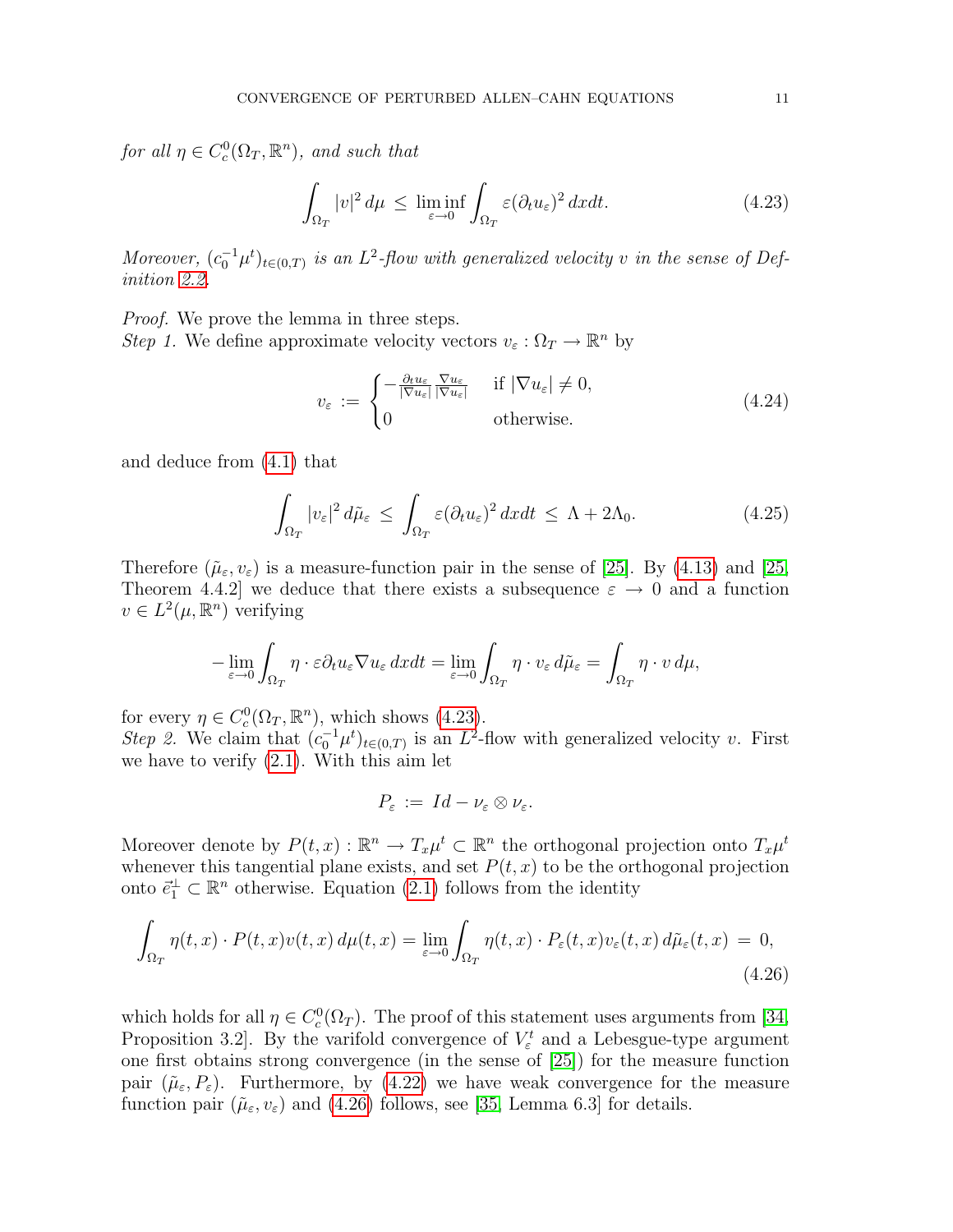*for all $\eta \in C_c^0(\Omega_T, \mathbb{R}^n)$, and such that*

$$\int_{\Omega_T} |v|^2 \, d\mu \, \leq \, \liminf_{\varepsilon \to 0} \int_{\Omega_T} \varepsilon (\partial_t u_\varepsilon)^2 \, dx dt. \tag{4.23}$$

*Moreover, $(c_0^{-1}\mu^t)_{t\in(0,T)}$ is an $L^2$-flow with generalized velocity $v$ in the sense of Definition 2.2.*

*Proof.* We prove the lemma in three steps.
*Step 1.* We define approximate velocity vectors $v_\varepsilon : \Omega_T \to \mathbb{R}^n$ by

$$v_\varepsilon \, := \, \begin{cases} -\frac{\partial_t u_\varepsilon}{|\nabla u_\varepsilon|} \frac{\nabla u_\varepsilon}{|\nabla u_\varepsilon|} & \text{if } |\nabla u_\varepsilon| \neq 0, \\ 0 & \text{otherwise.} \end{cases} \tag{4.24}$$

and deduce from (4.1) that

$$\int_{\Omega_T} |v_\varepsilon|^2 \, d\tilde{\mu}_\varepsilon \, \leq \, \int_{\Omega_T} \varepsilon (\partial_t u_\varepsilon)^2 \, dx dt \, \leq \, \Lambda + 2\Lambda_0. \tag{4.25}$$

Therefore $(\tilde{\mu}_\varepsilon, v_\varepsilon)$ is a measure-function pair in the sense of [25]. By (4.13) and [25, Theorem 4.4.2] we deduce that there exists a subsequence $\varepsilon \to 0$ and a function $v \in L^2(\mu, \mathbb{R}^n)$ verifying

$$-\lim_{\varepsilon\to 0} \int_{\Omega_T} \eta \cdot \varepsilon \partial_t u_\varepsilon \nabla u_\varepsilon \, dx dt = \lim_{\varepsilon \to 0} \int_{\Omega_T} \eta \cdot v_\varepsilon \, d\tilde{\mu}_\varepsilon = \int_{\Omega_T} \eta \cdot v \, d\mu,$$

for every $\eta \in C_c^0(\Omega_T, \mathbb{R}^n)$, which shows (4.23).
*Step 2.* We claim that $(c_0^{-1}\mu^t)_{t\in(0,T)}$ is an $L^2$-flow with generalized velocity $v$. First we have to verify (2.1). With this aim let

$$P_\varepsilon \, := \, Id - \nu_\varepsilon \otimes \nu_\varepsilon.$$

Moreover denote by $P(t,x) : \mathbb{R}^n \to T_x\mu^t \subset \mathbb{R}^n$ the orthogonal projection onto $T_x\mu^t$ whenever this tangential plane exists, and set $P(t,x)$ to be the orthogonal projection onto $\vec{e}_1^{\perp} \subset \mathbb{R}^n$ otherwise. Equation (2.1) follows from the identity

$$\int_{\Omega_T} \eta(t,x) \cdot P(t,x) v(t,x) \, d\mu(t,x) = \lim_{\varepsilon\to 0} \int_{\Omega_T} \eta(t,x) \cdot P_\varepsilon(t,x) v_\varepsilon(t,x) \, d\tilde{\mu}_\varepsilon(t,x) \, = \, 0, \tag{4.26}$$

which holds for all $\eta \in C_c^0(\Omega_T)$. The proof of this statement uses arguments from [34, Proposition 3.2]. By the varifold convergence of $V_\varepsilon^t$ and a Lebesgue-type argument one first obtains strong convergence (in the sense of [25]) for the measure function pair $(\tilde{\mu}_\varepsilon, P_\varepsilon)$. Furthermore, by (4.22) we have weak convergence for the measure function pair $(\tilde{\mu}_\varepsilon, v_\varepsilon)$ and (4.26) follows, see [35, Lemma 6.3] for details.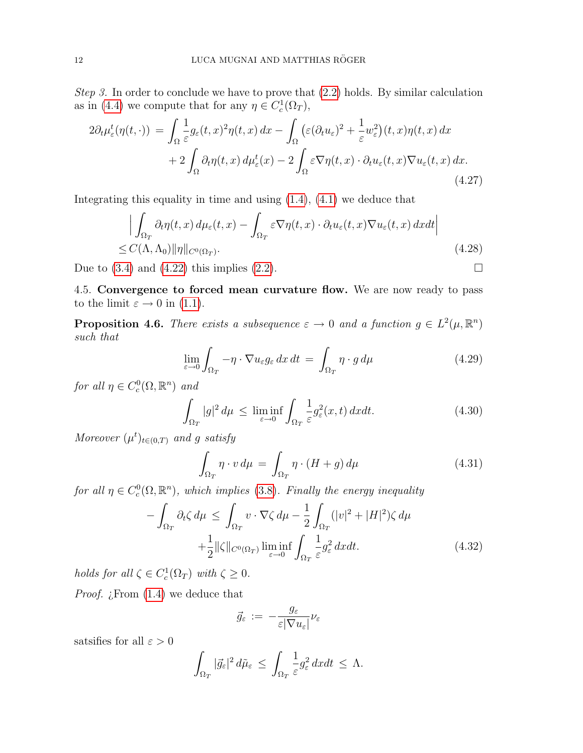*Step 3.* In order to conclude we have to prove that (2.2) holds. By similar calculation as in (4.4) we compute that for any $\eta \in C^1_c(\Omega_T)$,

$$
\begin{aligned}
2\partial_t \mu^t_\varepsilon(\eta(t,\cdot)) \,=\, &\int_\Omega \frac{1}{\varepsilon} g_\varepsilon(t,x)^2 \eta(t,x)\,dx - \int_\Omega \big(\varepsilon(\partial_t u_\varepsilon)^2 + \frac{1}{\varepsilon} w_\varepsilon^2\big)(t,x)\eta(t,x)\,dx \\
&+ 2\int_\Omega \partial_t \eta(t,x)\,d\mu^t_\varepsilon(x) - 2\int_\Omega \varepsilon \nabla \eta(t,x)\cdot \partial_t u_\varepsilon(t,x) \nabla u_\varepsilon(t,x)\,dx.
\end{aligned}
\tag{4.27}
$$

Integrating this equality in time and using (1.4), (4.1) we deduce that

$$
\begin{aligned}
&\Big| \int_{\Omega_T} \partial_t \eta(t,x)\,d\mu_\varepsilon(t,x) - \int_{\Omega_T} \varepsilon \nabla \eta(t,x)\cdot \partial_t u_\varepsilon(t,x)\nabla u_\varepsilon(t,x)\,dxdt \Big| \\
\leq\, &C(\Lambda,\Lambda_0)\|\eta\|_{C^0(\Omega_T)}.
\end{aligned}
\tag{4.28}
$$

Due to (3.4) and (4.22) this implies (2.2). $\square$

4.5. **Convergence to forced mean curvature flow.** We are now ready to pass to the limit $\varepsilon \to 0$ in (1.1).

**Proposition 4.6.** *There exists a subsequence $\varepsilon \to 0$ and a function $g \in L^2(\mu, \mathbb{R}^n)$ such that*

$$
\lim_{\varepsilon\to 0} \int_{\Omega_T} -\eta \cdot \nabla u_\varepsilon g_\varepsilon \,dx\,dt \,=\, \int_{\Omega_T} \eta \cdot g\,d\mu \tag{4.29}
$$

*for all $\eta \in C^0_c(\Omega, \mathbb{R}^n)$ and*

$$
\int_{\Omega_T} |g|^2\,d\mu \,\leq\, \liminf_{\varepsilon\to 0} \int_{\Omega_T} \frac{1}{\varepsilon} g^2_\varepsilon(x,t)\,dxdt. \tag{4.30}
$$

*Moreover $(\mu^t)_{t\in(0,T)}$ and $g$ satisfy*

$$
\int_{\Omega_T} \eta \cdot v\,d\mu \,=\, \int_{\Omega_T} \eta\cdot (H+g)\,d\mu \tag{4.31}
$$

*for all $\eta \in C^0_c(\Omega, \mathbb{R}^n)$, which implies (3.8). Finally the energy inequality*

$$
\begin{aligned}
-\int_{\Omega_T} \partial_t \zeta\,d\mu \,\leq\, &\int_{\Omega_T} v\cdot \nabla\zeta\,d\mu - \frac{1}{2}\int_{\Omega_T} (|v|^2 + |H|^2)\zeta\,d\mu \\
&+\frac{1}{2}\|\zeta\|_{C^0(\Omega_T)} \liminf_{\varepsilon\to 0}\int_{\Omega_T} \frac{1}{\varepsilon} g^2_\varepsilon\,dxdt.
\end{aligned}
\tag{4.32}
$$

*holds for all $\zeta \in C^1_c(\Omega_T)$ with $\zeta \geq 0$.*

*Proof.* ¿From (1.4) we deduce that

$$
\vec{g}_\varepsilon \,:=\, -\frac{g_\varepsilon}{\varepsilon|\nabla u_\varepsilon|}\nu_\varepsilon
$$

satsifies for all $\varepsilon > 0$

$$
\int_{\Omega_T} |\vec{g}_\varepsilon|^2\,d\tilde{\mu}_\varepsilon \,\leq\, \int_{\Omega_T} \frac{1}{\varepsilon} g^2_\varepsilon\,dxdt \,\leq\, \Lambda.
$$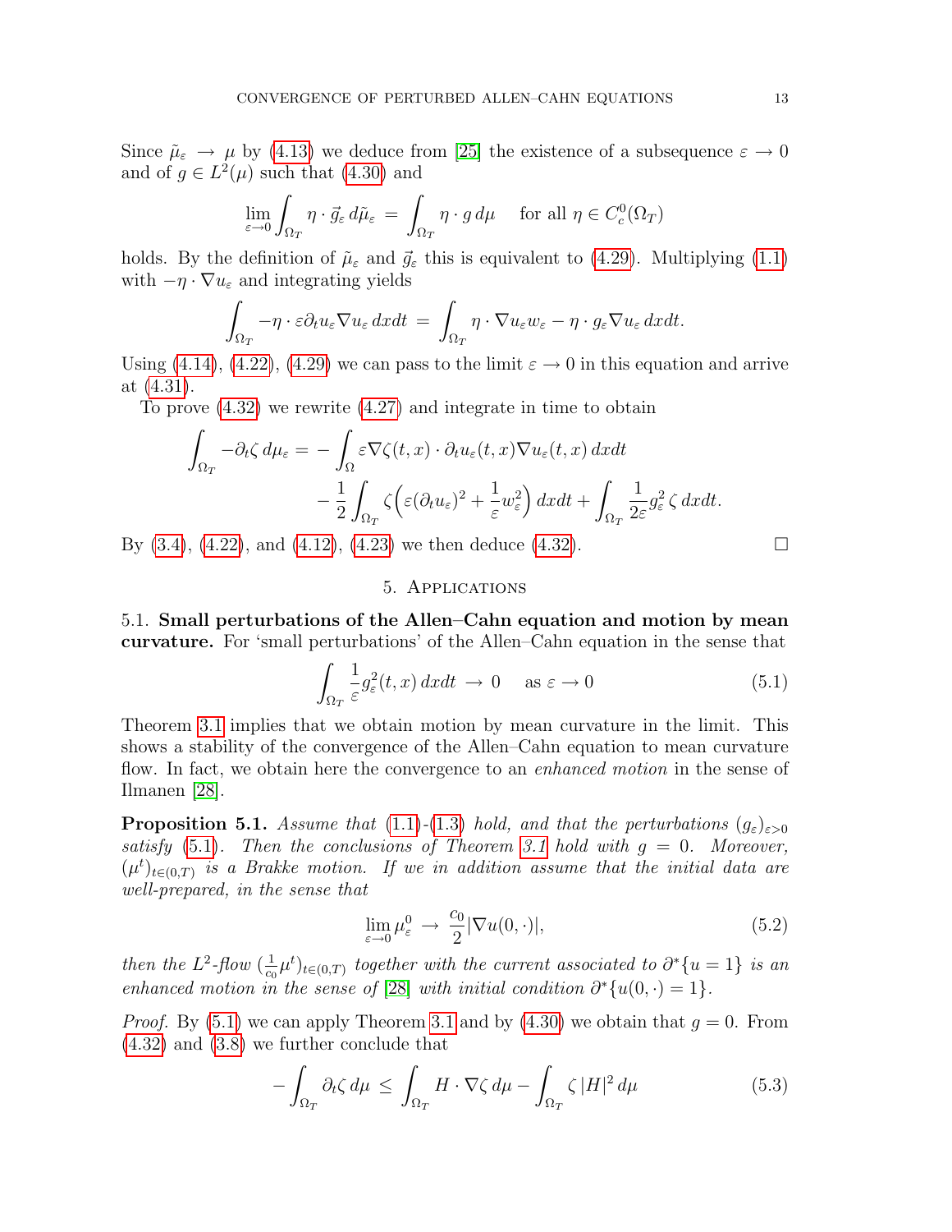Since $\tilde{\mu}_\varepsilon \to \mu$ by (4.13) we deduce from [25] the existence of a subsequence $\varepsilon \to 0$ and of $g \in L^2(\mu)$ such that (4.30) and

$$\lim_{\varepsilon\to 0} \int_{\Omega_T} \eta \cdot \vec{g}_\varepsilon \, d\tilde{\mu}_\varepsilon \;=\; \int_{\Omega_T} \eta \cdot g \, d\mu \quad \text{ for all } \eta \in C^0_c(\Omega_T)$$

holds. By the definition of $\tilde{\mu}_\varepsilon$ and $\vec{g}_\varepsilon$ this is equivalent to (4.29). Multiplying (1.1) with $-\eta \cdot \nabla u_\varepsilon$ and integrating yields

$$\int_{\Omega_T} -\eta \cdot \varepsilon \partial_t u_\varepsilon \nabla u_\varepsilon \, dxdt \;=\; \int_{\Omega_T} \eta \cdot \nabla u_\varepsilon w_\varepsilon - \eta \cdot g_\varepsilon \nabla u_\varepsilon \, dxdt.$$

Using (4.14), (4.22), (4.29) we can pass to the limit $\varepsilon \to 0$ in this equation and arrive at (4.31).

To prove (4.32) we rewrite (4.27) and integrate in time to obtain

$$\begin{aligned}\int_{\Omega_T} -\partial_t \zeta \, d\mu_\varepsilon = &- \int_\Omega \varepsilon \nabla\zeta(t,x) \cdot \partial_t u_\varepsilon(t,x) \nabla u_\varepsilon(t,x)\, dxdt \\ &- \frac{1}{2}\int_{\Omega_T} \zeta\Big(\varepsilon(\partial_t u_\varepsilon)^2 + \frac{1}{\varepsilon} w_\varepsilon^2\Big)\, dxdt + \int_{\Omega_T} \frac{1}{2\varepsilon} g_\varepsilon^2 \, \zeta \, dxdt.\end{aligned}$$

By (3.4), (4.22), and (4.12), (4.23) we then deduce (4.32). $\square$

## 5. Applications

**5.1. Small perturbations of the Allen–Cahn equation and motion by mean curvature.** For 'small perturbations' of the Allen–Cahn equation in the sense that

$$\int_{\Omega_T} \frac{1}{\varepsilon} g_\varepsilon^2(t,x)\, dxdt \;\to\; 0 \quad \text{ as } \varepsilon \to 0 \tag{5.1}$$

Theorem 3.1 implies that we obtain motion by mean curvature in the limit. This shows a stability of the convergence of the Allen–Cahn equation to mean curvature flow. In fact, we obtain here the convergence to an *enhanced motion* in the sense of Ilmanen [28].

**Proposition 5.1.** *Assume that (1.1)-(1.3) hold, and that the perturbations $(g_\varepsilon)_{\varepsilon>0}$ satisfy (5.1). Then the conclusions of Theorem 3.1 hold with $g = 0$. Moreover, $(\mu^t)_{t\in(0,T)}$ is a Brakke motion. If we in addition assume that the initial data are well-prepared, in the sense that*

$$\lim_{\varepsilon\to 0} \mu_\varepsilon^0 \;\to\; \frac{c_0}{2}|\nabla u(0,\cdot)|, \tag{5.2}$$

*then the $L^2$-flow $(\frac{1}{c_0}\mu^t)_{t\in(0,T)}$ together with the current associated to $\partial^*\{u=1\}$ is an enhanced motion in the sense of [28] with initial condition $\partial^*\{u(0,\cdot)=1\}$.*

*Proof.* By (5.1) we can apply Theorem 3.1 and by (4.30) we obtain that $g = 0$. From (4.32) and (3.8) we further conclude that

$$-\int_{\Omega_T} \partial_t \zeta \, d\mu \;\leq\; \int_{\Omega_T} H \cdot \nabla\zeta \, d\mu - \int_{\Omega_T} \zeta \, |H|^2 \, d\mu \tag{5.3}$$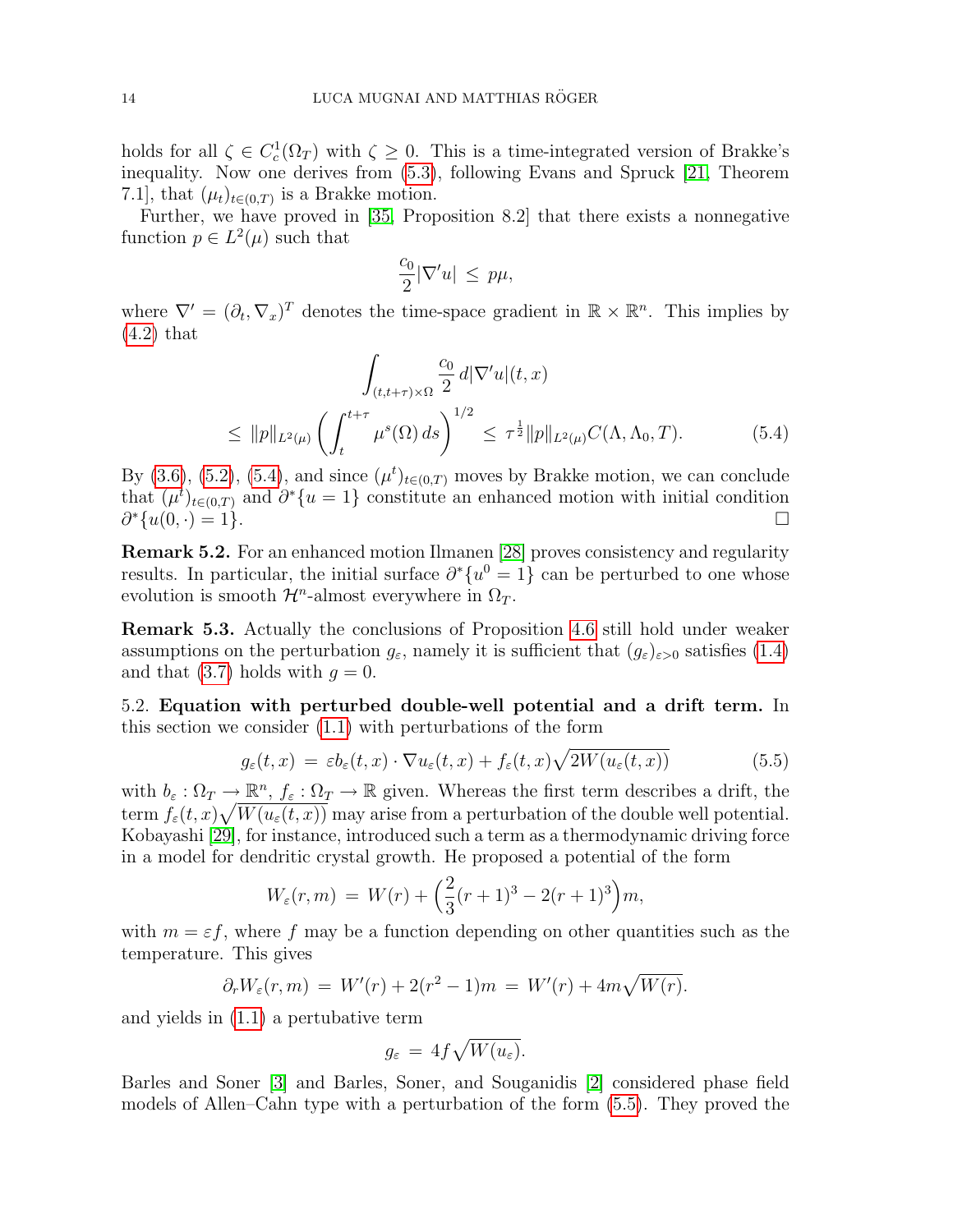holds for all $\zeta \in C^1_c(\Omega_T)$ with $\zeta \geq 0$. This is a time-integrated version of Brakke's inequality. Now one derives from (5.3), following Evans and Spruck [21, Theorem 7.1], that $(\mu_t)_{t\in(0,T)}$ is a Brakke motion.

Further, we have proved in [35, Proposition 8.2] that there exists a nonnegative function $p \in L^2(\mu)$ such that

$$\frac{c_0}{2}|\nabla' u| \leq p\mu,$$

where $\nabla' = (\partial_t, \nabla_x)^T$ denotes the time-space gradient in $\mathbb{R} \times \mathbb{R}^n$. This implies by (4.2) that

$$\int_{(t,t+\tau)\times\Omega} \frac{c_0}{2}\, d|\nabla' u|(t,x)$$
$$\leq \|p\|_{L^2(\mu)} \left(\int_t^{t+\tau} \mu^s(\Omega)\, ds\right)^{1/2} \leq \tau^{\frac{1}{2}} \|p\|_{L^2(\mu)} C(\Lambda, \Lambda_0, T). \tag{5.4}$$

By (3.6), (5.2), (5.4), and since $(\mu^t)_{t\in(0,T)}$ moves by Brakke motion, we can conclude that $(\mu^t)_{t\in(0,T)}$ and $\partial^*\{u = 1\}$ constitute an enhanced motion with initial condition $\partial^*\{u(0,\cdot) = 1\}$. $\square$

**Remark 5.2.** For an enhanced motion Ilmanen [28] proves consistency and regularity results. In particular, the initial surface $\partial^*\{u^0 = 1\}$ can be perturbed to one whose evolution is smooth $\mathcal{H}^n$-almost everywhere in $\Omega_T$.

**Remark 5.3.** Actually the conclusions of Proposition 4.6 still hold under weaker assumptions on the perturbation $g_\varepsilon$, namely it is sufficient that $(g_\varepsilon)_{\varepsilon>0}$ satisfies (1.4) and that (3.7) holds with $g = 0$.

5.2. **Equation with perturbed double-well potential and a drift term.** In this section we consider (1.1) with perturbations of the form

$$g_\varepsilon(t,x) = \varepsilon b_\varepsilon(t,x) \cdot \nabla u_\varepsilon(t,x) + f_\varepsilon(t,x)\sqrt{2W(u_\varepsilon(t,x))} \tag{5.5}$$

with $b_\varepsilon : \Omega_T \to \mathbb{R}^n$, $f_\varepsilon : \Omega_T \to \mathbb{R}$ given. Whereas the first term describes a drift, the term $f_\varepsilon(t,x)\sqrt{W(u_\varepsilon(t,x))}$ may arise from a perturbation of the double well potential. Kobayashi [29], for instance, introduced such a term as a thermodynamic driving force in a model for dendritic crystal growth. He proposed a potential of the form

$$W_\varepsilon(r,m) = W(r) + \Big(\frac{2}{3}(r+1)^3 - 2(r+1)^3\Big)m,$$

with $m = \varepsilon f$, where $f$ may be a function depending on other quantities such as the temperature. This gives

$$\partial_r W_\varepsilon(r,m) = W'(r) + 2(r^2-1)m = W'(r) + 4m\sqrt{W(r)}.$$

and yields in (1.1) a pertubative term

$$g_\varepsilon = 4f\sqrt{W(u_\varepsilon)}.$$

Barles and Soner [3] and Barles, Soner, and Souganidis [2] considered phase field models of Allen–Cahn type with a perturbation of the form (5.5). They proved the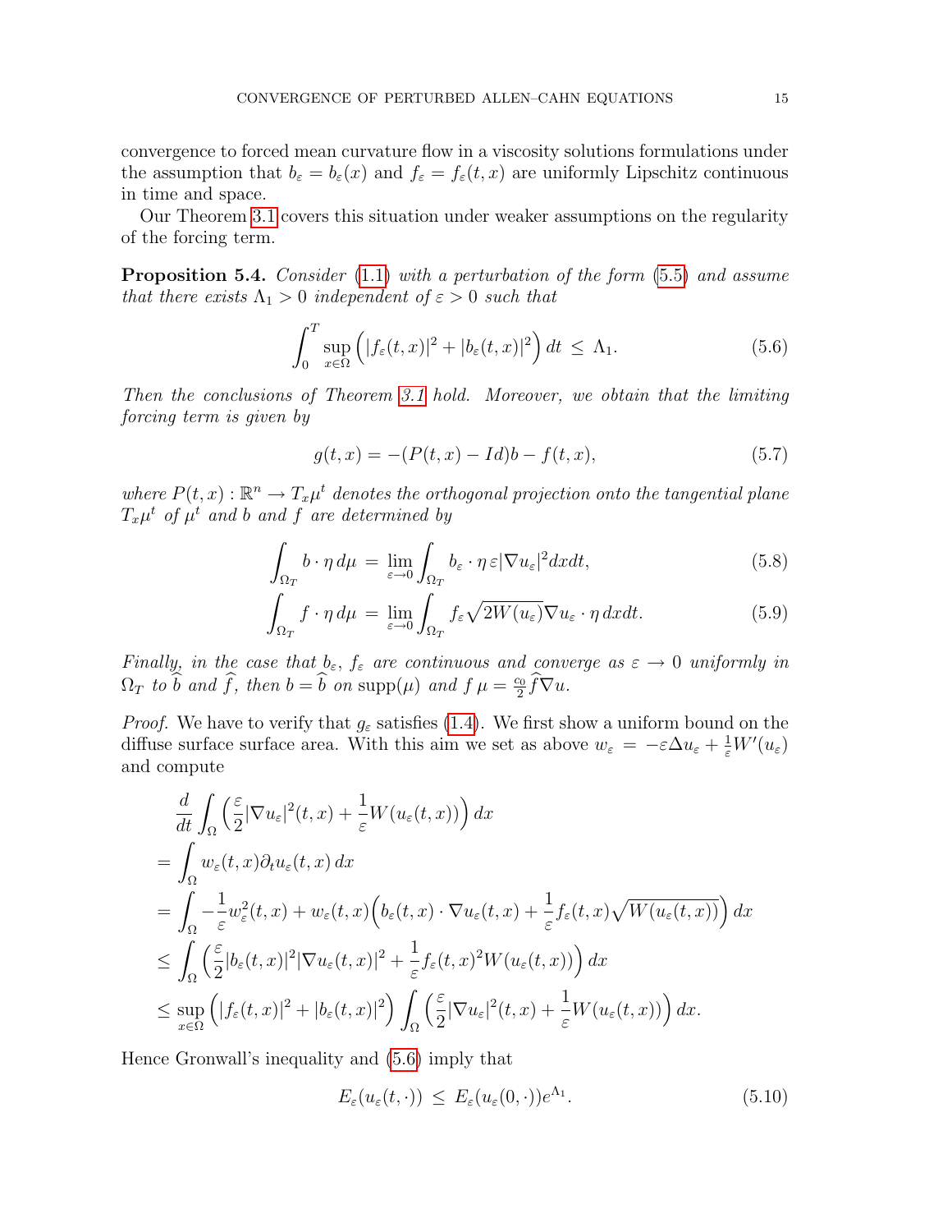convergence to forced mean curvature flow in a viscosity solutions formulations under the assumption that $b_\varepsilon = b_\varepsilon(x)$ and $f_\varepsilon = f_\varepsilon(t,x)$ are uniformly Lipschitz continuous in time and space.

Our Theorem 3.1 covers this situation under weaker assumptions on the regularity of the forcing term.

**Proposition 5.4.** *Consider* (1.1) *with a perturbation of the form* (5.5) *and assume that there exists* $\Lambda_1 > 0$ *independent of* $\varepsilon > 0$ *such that*

$$\int_0^T \sup_{x\in\Omega} \Big( |f_\varepsilon(t,x)|^2 + |b_\varepsilon(t,x)|^2 \Big)\, dt \;\leq\; \Lambda_1. \tag{5.6}$$

*Then the conclusions of Theorem 3.1 hold. Moreover, we obtain that the limiting forcing term is given by*

$$g(t,x) = -(P(t,x) - Id)b - f(t,x), \tag{5.7}$$

*where* $P(t,x) : \mathbb{R}^n \to T_x\mu^t$ *denotes the orthogonal projection onto the tangential plane* $T_x\mu^t$ *of* $\mu^t$ *and* $b$ *and* $f$ *are determined by*

$$\int_{\Omega_T} b \cdot \eta \, d\mu \;=\; \lim_{\varepsilon\to 0} \int_{\Omega_T} b_\varepsilon \cdot \eta \, \varepsilon |\nabla u_\varepsilon|^2 dx dt, \tag{5.8}$$

$$\int_{\Omega_T} f \cdot \eta \, d\mu \;=\; \lim_{\varepsilon\to 0} \int_{\Omega_T} f_\varepsilon \sqrt{2W(u_\varepsilon)} \nabla u_\varepsilon \cdot \eta \, dx dt. \tag{5.9}$$

*Finally, in the case that* $b_\varepsilon$, $f_\varepsilon$ *are continuous and converge as* $\varepsilon \to 0$ *uniformly in* $\Omega_T$ *to* $\widehat{b}$ *and* $\widehat{f}$, *then* $b = \widehat{b}$ *on* $\mathrm{supp}(\mu)$ *and* $f\,\mu = \frac{c_0}{2}\widehat{f}\nabla u$.

*Proof.* We have to verify that $g_\varepsilon$ satisfies (1.4). We first show a uniform bound on the diffuse surface surface area. With this aim we set as above $w_\varepsilon = -\varepsilon\Delta u_\varepsilon + \frac{1}{\varepsilon}W'(u_\varepsilon)$ and compute

$$\begin{aligned}
&\frac{d}{dt}\int_\Omega \Big( \frac{\varepsilon}{2}|\nabla u_\varepsilon|^2(t,x) + \frac{1}{\varepsilon}W(u_\varepsilon(t,x)) \Big)\, dx \\
&= \int_\Omega w_\varepsilon(t,x)\partial_t u_\varepsilon(t,x)\, dx \\
&= \int_\Omega -\frac{1}{\varepsilon}w_\varepsilon^2(t,x) + w_\varepsilon(t,x)\Big( b_\varepsilon(t,x)\cdot\nabla u_\varepsilon(t,x) + \frac{1}{\varepsilon}f_\varepsilon(t,x)\sqrt{W(u_\varepsilon(t,x))} \Big)\, dx \\
&\leq \int_\Omega \Big( \frac{\varepsilon}{2}|b_\varepsilon(t,x)|^2|\nabla u_\varepsilon(t,x)|^2 + \frac{1}{\varepsilon}f_\varepsilon(t,x)^2 W(u_\varepsilon(t,x)) \Big)\, dx \\
&\leq \sup_{x\in\Omega}\Big( |f_\varepsilon(t,x)|^2 + |b_\varepsilon(t,x)|^2 \Big) \int_\Omega \Big( \frac{\varepsilon}{2}|\nabla u_\varepsilon|^2(t,x) + \frac{1}{\varepsilon}W(u_\varepsilon(t,x)) \Big)\, dx.
\end{aligned}$$

Hence Gronwall's inequality and (5.6) imply that

$$E_\varepsilon(u_\varepsilon(t,\cdot)) \;\leq\; E_\varepsilon(u_\varepsilon(0,\cdot))e^{\Lambda_1}. \tag{5.10}$$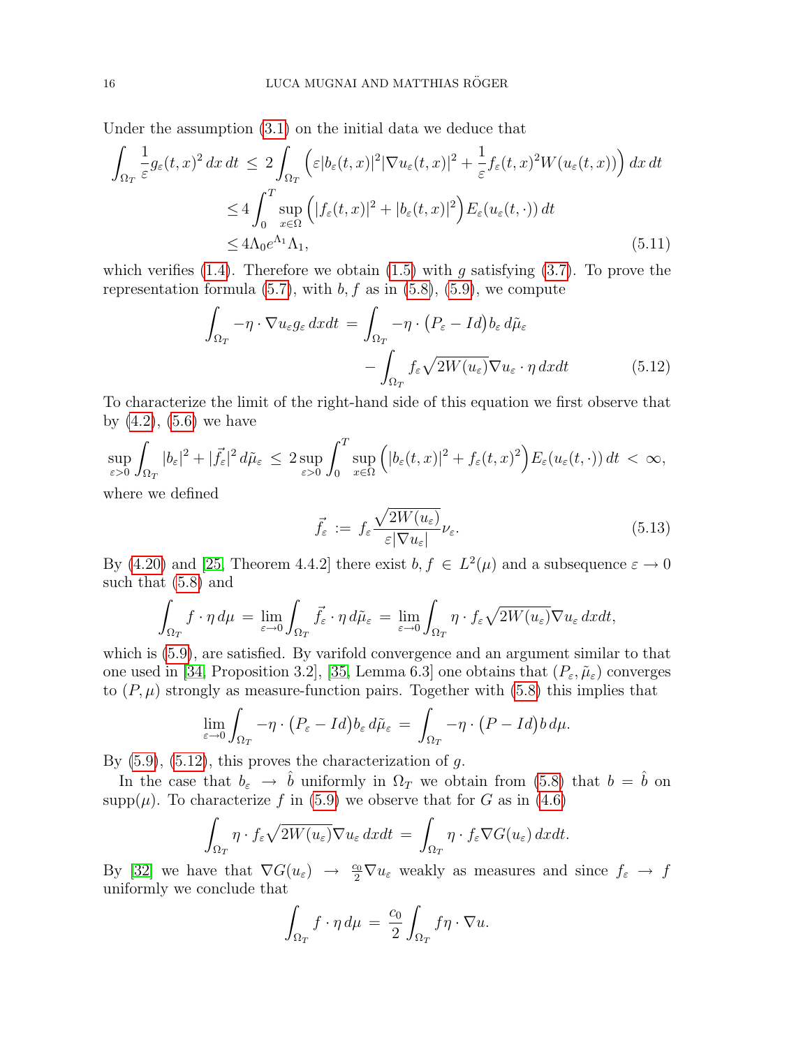Under the assumption (3.1) on the initial data we deduce that

$$
\begin{aligned}
\int_{\Omega_T} \frac{1}{\varepsilon} g_\varepsilon(t,x)^2 \,dx\,dt \;&\le\; 2\int_{\Omega_T} \Big( \varepsilon |b_\varepsilon(t,x)|^2 |\nabla u_\varepsilon(t,x)|^2 + \frac{1}{\varepsilon} f_\varepsilon(t,x)^2 W(u_\varepsilon(t,x))\Big)\,dx\,dt \\
&\le 4\int_0^T \sup_{x\in\Omega} \Big( |f_\varepsilon(t,x)|^2 + |b_\varepsilon(t,x)|^2\Big) E_\varepsilon(u_\varepsilon(t,\cdot))\,dt \\
&\le 4\Lambda_0 e^{\Lambda_1}\Lambda_1,
\end{aligned} \tag{5.11}
$$

which verifies (1.4). Therefore we obtain (1.5) with $g$ satisfying (3.7). To prove the representation formula (5.7), with $b, f$ as in (5.8), (5.9), we compute

$$
\begin{aligned}
\int_{\Omega_T} -\eta\cdot \nabla u_\varepsilon g_\varepsilon \,dxdt \;=\; &\int_{\Omega_T} -\eta\cdot \big(P_\varepsilon - Id\big) b_\varepsilon \,d\tilde{\mu}_\varepsilon \\
&- \int_{\Omega_T} f_\varepsilon \sqrt{2W(u_\varepsilon)}\nabla u_\varepsilon\cdot \eta \,dxdt
\end{aligned} \tag{5.12}
$$

To characterize the limit of the right-hand side of this equation we first observe that by (4.2), (5.6) we have

$$
\sup_{\varepsilon>0} \int_{\Omega_T} |b_\varepsilon|^2 + |\vec{f}_\varepsilon|^2 \,d\tilde{\mu}_\varepsilon \;\le\; 2\sup_{\varepsilon>0}\int_0^T \sup_{x\in\Omega}\Big(|b_\varepsilon(t,x)|^2 + f_\varepsilon(t,x)^2\Big) E_\varepsilon(u_\varepsilon(t,\cdot))\,dt \;<\; \infty,
$$

where we defined

$$
\vec{f}_\varepsilon \;:=\; f_\varepsilon \frac{\sqrt{2W(u_\varepsilon)}}{\varepsilon|\nabla u_\varepsilon|}\nu_\varepsilon. \tag{5.13}
$$

By (4.20) and [25, Theorem 4.4.2] there exist $b, f \in L^2(\mu)$ and a subsequence $\varepsilon\to 0$ such that (5.8) and

$$
\int_{\Omega_T} f\cdot\eta \,d\mu \;=\; \lim_{\varepsilon\to 0}\int_{\Omega_T} \vec{f}_\varepsilon\cdot\eta\,d\tilde{\mu}_\varepsilon \;=\; \lim_{\varepsilon\to 0}\int_{\Omega_T} \eta\cdot f_\varepsilon\sqrt{2W(u_\varepsilon)}\nabla u_\varepsilon\,dxdt,
$$

which is (5.9), are satisfied. By varifold convergence and an argument similar to that one used in [34, Proposition 3.2], [35, Lemma 6.3] one obtains that $(P_\varepsilon, \tilde{\mu}_\varepsilon)$ converges to $(P,\mu)$ strongly as measure-function pairs. Together with (5.8) this implies that

$$
\lim_{\varepsilon\to 0}\int_{\Omega_T} -\eta\cdot\big(P_\varepsilon - Id\big) b_\varepsilon\,d\tilde{\mu}_\varepsilon \;=\; \int_{\Omega_T} -\eta\cdot\big(P - Id\big) b\,d\mu.
$$

By (5.9), (5.12), this proves the characterization of $g$.

In the case that $b_\varepsilon \to \hat{b}$ uniformly in $\Omega_T$ we obtain from (5.8) that $b = \hat{b}$ on $\operatorname{supp}(\mu)$. To characterize $f$ in (5.9) we observe that for $G$ as in (4.6)

$$
\int_{\Omega_T} \eta\cdot f_\varepsilon\sqrt{2W(u_\varepsilon)}\nabla u_\varepsilon\,dxdt \;=\; \int_{\Omega_T}\eta\cdot f_\varepsilon \nabla G(u_\varepsilon)\,dxdt.
$$

By [32] we have that $\nabla G(u_\varepsilon) \to \frac{c_0}{2}\nabla u_\varepsilon$ weakly as measures and since $f_\varepsilon \to f$ uniformly we conclude that

$$
\int_{\Omega_T} f\cdot\eta\,d\mu \;=\; \frac{c_0}{2}\int_{\Omega_T} f\eta\cdot\nabla u.
$$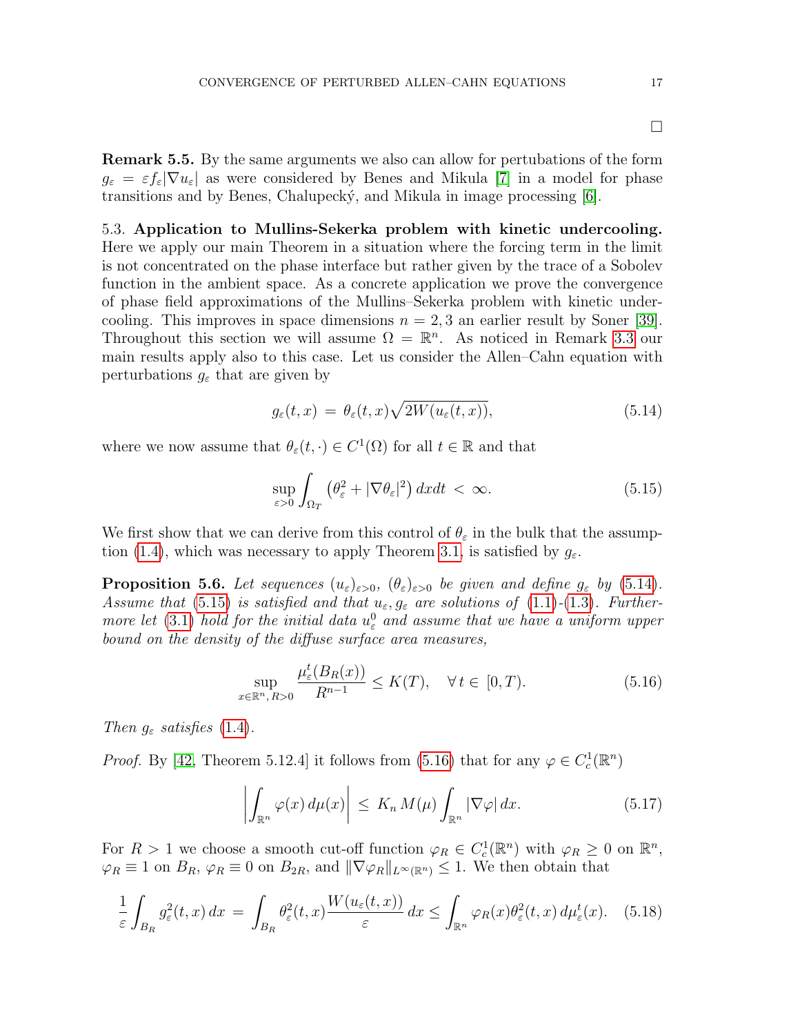□

**Remark 5.5.** By the same arguments we also can allow for pertubations of the form $g_\varepsilon = \varepsilon f_\varepsilon |\nabla u_\varepsilon|$ as were considered by Benes and Mikula [7] in a model for phase transitions and by Benes, Chalupecký, and Mikula in image processing [6].

5.3. **Application to Mullins-Sekerka problem with kinetic undercooling.** Here we apply our main Theorem in a situation where the forcing term in the limit is not concentrated on the phase interface but rather given by the trace of a Sobolev function in the ambient space. As a concrete application we prove the convergence of phase field approximations of the Mullins–Sekerka problem with kinetic undercooling. This improves in space dimensions $n = 2, 3$ an earlier result by Soner [39]. Throughout this section we will assume $\Omega = \mathbb{R}^n$. As noticed in Remark 3.3 our main results apply also to this case. Let us consider the Allen–Cahn equation with perturbations $g_\varepsilon$ that are given by

$$g_\varepsilon(t,x) \,=\, \theta_\varepsilon(t,x)\sqrt{2W(u_\varepsilon(t,x))}, \tag{5.14}$$

where we now assume that $\theta_\varepsilon(t,\cdot) \in C^1(\Omega)$ for all $t \in \mathbb{R}$ and that

$$\sup_{\varepsilon>0} \int_{\Omega_T} \left(\theta_\varepsilon^2 + |\nabla \theta_\varepsilon|^2\right) dx dt \,<\, \infty. \tag{5.15}$$

We first show that we can derive from this control of $\theta_\varepsilon$ in the bulk that the assumption (1.4), which was necessary to apply Theorem 3.1, is satisfied by $g_\varepsilon$.

**Proposition 5.6.** *Let sequences $(u_\varepsilon)_{\varepsilon>0}$, $(\theta_\varepsilon)_{\varepsilon>0}$ be given and define $g_\varepsilon$ by (5.14). Assume that (5.15) is satisfied and that $u_\varepsilon, g_\varepsilon$ are solutions of (1.1)-(1.3). Furthermore let (3.1) hold for the initial data $u_\varepsilon^0$ and assume that we have a uniform upper bound on the density of the diffuse surface area measures,*

$$\sup_{x\in\mathbb{R}^n,\, R>0} \frac{\mu_\varepsilon^t(B_R(x))}{R^{n-1}} \le K(T), \quad \forall\, t \in\, [0,T). \tag{5.16}$$

*Then $g_\varepsilon$ satisfies (1.4).*

*Proof.* By [42, Theorem 5.12.4] it follows from (5.16) that for any $\varphi \in C^1_c(\mathbb{R}^n)$

$$\left| \int_{\mathbb{R}^n} \varphi(x)\, d\mu(x) \right| \,\le\, K_n\, M(\mu) \int_{\mathbb{R}^n} |\nabla \varphi|\, dx. \tag{5.17}$$

For $R > 1$ we choose a smooth cut-off function $\varphi_R \in C^1_c(\mathbb{R}^n)$ with $\varphi_R \ge 0$ on $\mathbb{R}^n$, $\varphi_R \equiv 1$ on $B_R$, $\varphi_R \equiv 0$ on $B_{2R}$, and $\|\nabla \varphi_R\|_{L^\infty(\mathbb{R}^n)} \le 1$. We then obtain that

$$\frac{1}{\varepsilon}\int_{B_R} g_\varepsilon^2(t,x)\, dx \,=\, \int_{B_R} \theta_\varepsilon^2(t,x) \frac{W(u_\varepsilon(t,x))}{\varepsilon}\, dx \le \int_{\mathbb{R}^n} \varphi_R(x) \theta_\varepsilon^2(t,x)\, d\mu_\varepsilon^t(x). \tag{5.18}$$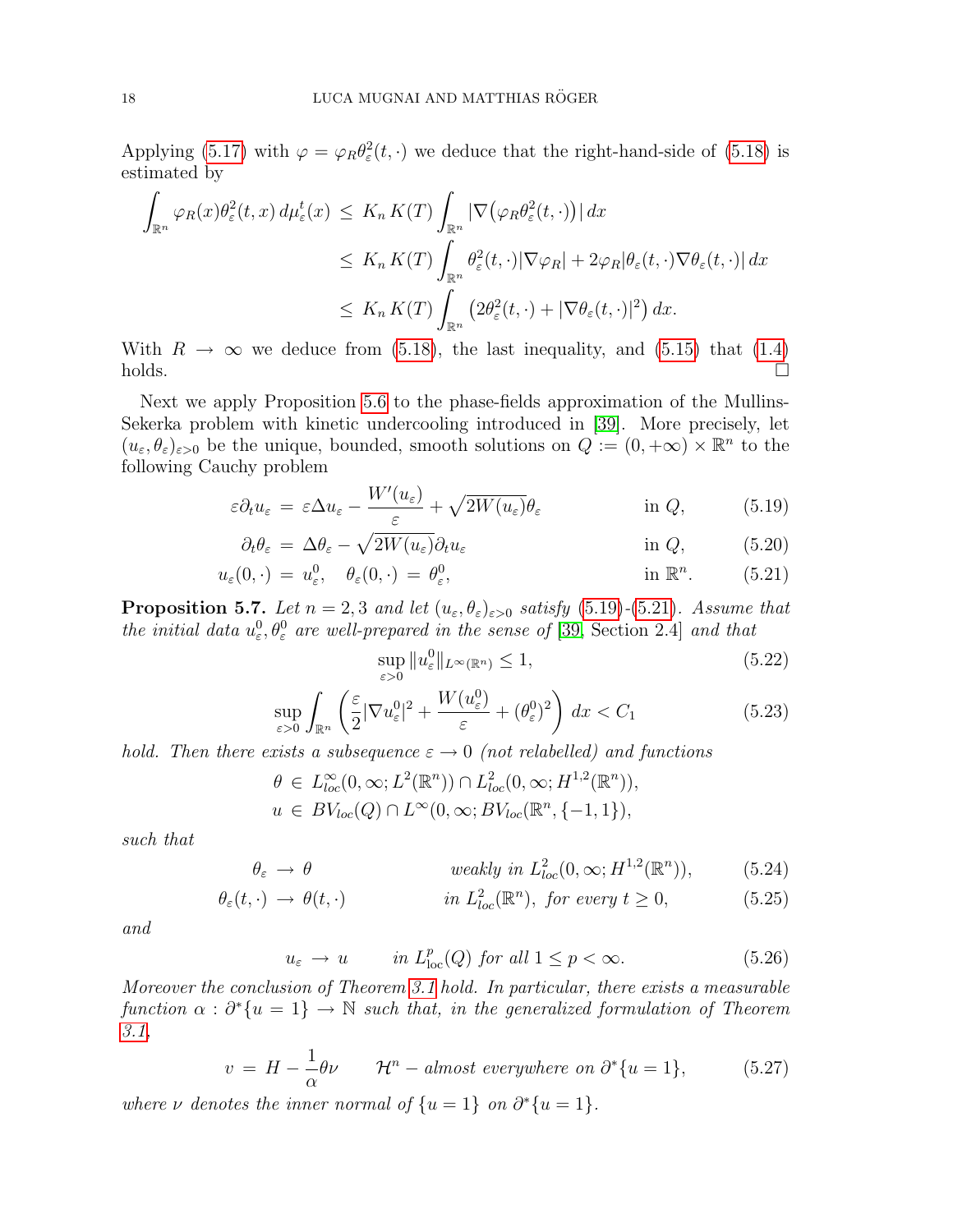Applying (5.17) with $\varphi = \varphi_R\theta_\varepsilon^2(t,\cdot)$ we deduce that the right-hand-side of (5.18) is estimated by

$$
\begin{aligned}
\int_{\mathbb{R}^n} \varphi_R(x)\theta_\varepsilon^2(t,x)\,d\mu_\varepsilon^t(x) \;&\le\; K_n\,K(T)\int_{\mathbb{R}^n} |\nabla\big(\varphi_R\theta_\varepsilon^2(t,\cdot)\big)|\,dx\\
&\le\; K_n\,K(T)\int_{\mathbb{R}^n} \theta_\varepsilon^2(t,\cdot)|\nabla\varphi_R| + 2\varphi_R|\theta_\varepsilon(t,\cdot)\nabla\theta_\varepsilon(t,\cdot)|\,dx\\
&\le\; K_n\,K(T)\int_{\mathbb{R}^n} \big(2\theta_\varepsilon^2(t,\cdot) + |\nabla\theta_\varepsilon(t,\cdot)|^2\big)\,dx.
\end{aligned}
$$

With $R\to\infty$ we deduce from (5.18), the last inequality, and (5.15) that (1.4) holds. □

Next we apply Proposition 5.6 to the phase-fields approximation of the Mullins-Sekerka problem with kinetic undercooling introduced in [39]. More precisely, let $(u_\varepsilon,\theta_\varepsilon)_{\varepsilon>0}$ be the unique, bounded, smooth solutions on $Q := (0,+\infty)\times\mathbb{R}^n$ to the following Cauchy problem

$$
\varepsilon\partial_t u_\varepsilon \;=\; \varepsilon\Delta u_\varepsilon - \frac{W'(u_\varepsilon)}{\varepsilon} + \sqrt{2W(u_\varepsilon)}\theta_\varepsilon \qquad \text{in } Q, \tag{5.19}
$$

$$
\partial_t\theta_\varepsilon \;=\; \Delta\theta_\varepsilon - \sqrt{2W(u_\varepsilon)}\partial_t u_\varepsilon \qquad \text{in } Q, \tag{5.20}
$$

$$
u_\varepsilon(0,\cdot) \;=\; u_\varepsilon^0,\quad \theta_\varepsilon(0,\cdot) \;=\; \theta_\varepsilon^0, \qquad \text{in } \mathbb{R}^n. \tag{5.21}
$$

**Proposition 5.7.** *Let $n=2,3$ and let $(u_\varepsilon,\theta_\varepsilon)_{\varepsilon>0}$ satisfy (5.19)-(5.21). Assume that the initial data $u_\varepsilon^0,\theta_\varepsilon^0$ are well-prepared in the sense of [39, Section 2.4] and that*

$$
\sup_{\varepsilon>0}\|u_\varepsilon^0\|_{L^\infty(\mathbb{R}^n)} \le 1, \tag{5.22}
$$

$$
\sup_{\varepsilon>0}\int_{\mathbb{R}^n}\left(\frac{\varepsilon}{2}|\nabla u_\varepsilon^0|^2 + \frac{W(u_\varepsilon^0)}{\varepsilon} + (\theta_\varepsilon^0)^2\right)dx < C_1 \tag{5.23}
$$

*hold. Then there exists a subsequence $\varepsilon\to 0$ (not relabelled) and functions*

$$
\begin{aligned}
\theta \;&\in\; L^\infty_{loc}(0,\infty;L^2(\mathbb{R}^n))\cap L^2_{loc}(0,\infty;H^{1,2}(\mathbb{R}^n)),\\
u \;&\in\; BV_{loc}(Q)\cap L^\infty(0,\infty;BV_{loc}(\mathbb{R}^n,\{-1,1\}),
\end{aligned}
$$

*such that*

$$
\theta_\varepsilon \;\to\; \theta \qquad \text{weakly in } L^2_{loc}(0,\infty;H^{1,2}(\mathbb{R}^n)), \tag{5.24}
$$

$$
\theta_\varepsilon(t,\cdot) \;\to\; \theta(t,\cdot) \qquad \text{in } L^2_{loc}(\mathbb{R}^n),\ \text{for every } t\ge 0, \tag{5.25}
$$

*and*

$$
u_\varepsilon \;\to\; u \qquad \text{in } L^p_{\text{loc}}(Q) \text{ for all } 1\le p<\infty. \tag{5.26}
$$

*Moreover the conclusion of Theorem 3.1 hold. In particular, there exists a measurable function $\alpha : \partial^*\{u=1\}\to\mathbb{N}$ such that, in the generalized formulation of Theorem 3.1,*

$$
v \;=\; H - \frac{1}{\alpha}\theta\nu \qquad \mathcal{H}^n - \text{almost everywhere on } \partial^*\{u=1\}, \tag{5.27}
$$

*where $\nu$ denotes the inner normal of $\{u=1\}$ on $\partial^*\{u=1\}$.*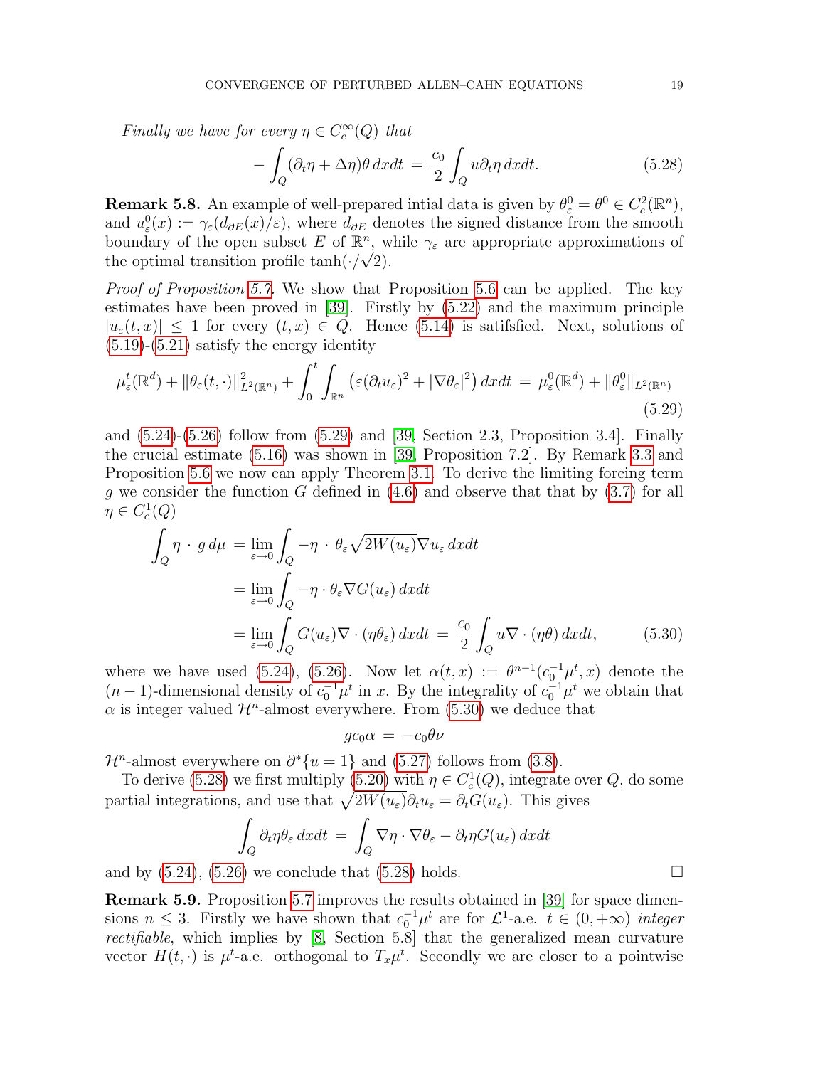*Finally we have for every $\eta \in C_c^\infty(Q)$ that*

$$- \int_Q (\partial_t \eta + \Delta \eta)\theta \, dxdt \;=\; \frac{c_0}{2} \int_Q u \partial_t \eta \, dxdt. \tag{5.28}$$

**Remark 5.8.** An example of well-prepared intial data is given by $\theta_\varepsilon^0 = \theta^0 \in C_c^2(\mathbb{R}^n)$, and $u_\varepsilon^0(x) := \gamma_\varepsilon(d_{\partial E}(x)/\varepsilon)$, where $d_{\partial E}$ denotes the signed distance from the smooth boundary of the open subset $E$ of $\mathbb{R}^n$, while $\gamma_\varepsilon$ are appropriate approximations of the optimal transition profile $\tanh(\cdot/\sqrt{2})$.

*Proof of Proposition 5.7.* We show that Proposition 5.6 can be applied. The key estimates have been proved in [39]. Firstly by (5.22) and the maximum principle $|u_\varepsilon(t,x)| \leq 1$ for every $(t,x) \in Q$. Hence (5.14) is satisfsfied. Next, solutions of (5.19)-(5.21) satisfy the energy identity

$$\mu_\varepsilon^t(\mathbb{R}^d) + \|\theta_\varepsilon(t,\cdot)\|^2_{L^2(\mathbb{R}^n)} + \int_0^t \int_{\mathbb{R}^n} \left(\varepsilon(\partial_t u_\varepsilon)^2 + |\nabla \theta_\varepsilon|^2\right) dxdt \;=\; \mu_\varepsilon^0(\mathbb{R}^d) + \|\theta_\varepsilon^0\|_{L^2(\mathbb{R}^n)} \tag{5.29}$$

and (5.24)-(5.26) follow from (5.29) and [39, Section 2.3, Proposition 3.4]. Finally the crucial estimate (5.16) was shown in [39, Proposition 7.2]. By Remark 3.3 and Proposition 5.6 we now can apply Theorem 3.1. To derive the limiting forcing term $g$ we consider the function $G$ defined in (4.6) and observe that that by (3.7) for all $\eta \in C_c^1(Q)$

$$\begin{aligned}
\int_Q \eta \cdot g \, d\mu \;&=\; \lim_{\varepsilon \to 0} \int_Q -\eta \cdot \theta_\varepsilon \sqrt{2W(u_\varepsilon)} \nabla u_\varepsilon \, dxdt \\
&= \lim_{\varepsilon \to 0} \int_Q -\eta \cdot \theta_\varepsilon \nabla G(u_\varepsilon) \, dxdt \\
&= \lim_{\varepsilon \to 0} \int_Q G(u_\varepsilon) \nabla \cdot (\eta \theta_\varepsilon) \, dxdt \;=\; \frac{c_0}{2} \int_Q u \nabla \cdot (\eta \theta) \, dxdt,
\end{aligned} \tag{5.30}$$

where we have used (5.24), (5.26). Now let $\alpha(t,x) := \theta^{n-1}(c_0^{-1}\mu^t, x)$ denote the $(n-1)$-dimensional density of $c_0^{-1}\mu^t$ in $x$. By the integrality of $c_0^{-1}\mu^t$ we obtain that $\alpha$ is integer valued $\mathcal{H}^n$-almost everywhere. From (5.30) we deduce that

$$g c_0 \alpha \;=\; -c_0 \theta \nu$$

$\mathcal{H}^n$-almost everywhere on $\partial^* \{u = 1\}$ and (5.27) follows from (3.8).

To derive (5.28) we first multiply (5.20) with $\eta \in C_c^1(Q)$, integrate over $Q$, do some partial integrations, and use that $\sqrt{2W(u_\varepsilon)} \partial_t u_\varepsilon = \partial_t G(u_\varepsilon)$. This gives

$$\int_Q \partial_t \eta \theta_\varepsilon \, dxdt \;=\; \int_Q \nabla \eta \cdot \nabla \theta_\varepsilon - \partial_t \eta G(u_\varepsilon) \, dxdt$$

and by (5.24), (5.26) we conclude that (5.28) holds. $\square$

**Remark 5.9.** Proposition 5.7 improves the results obtained in [39] for space dimensions $n \leq 3$. Firstly we have shown that $c_0^{-1}\mu^t$ are for $\mathcal{L}^1$-a.e. $t \in (0, +\infty)$ *integer rectifiable*, which implies by [8, Section 5.8] that the generalized mean curvature vector $H(t,\cdot)$ is $\mu^t$-a.e. orthogonal to $T_x\mu^t$. Secondly we are closer to a pointwise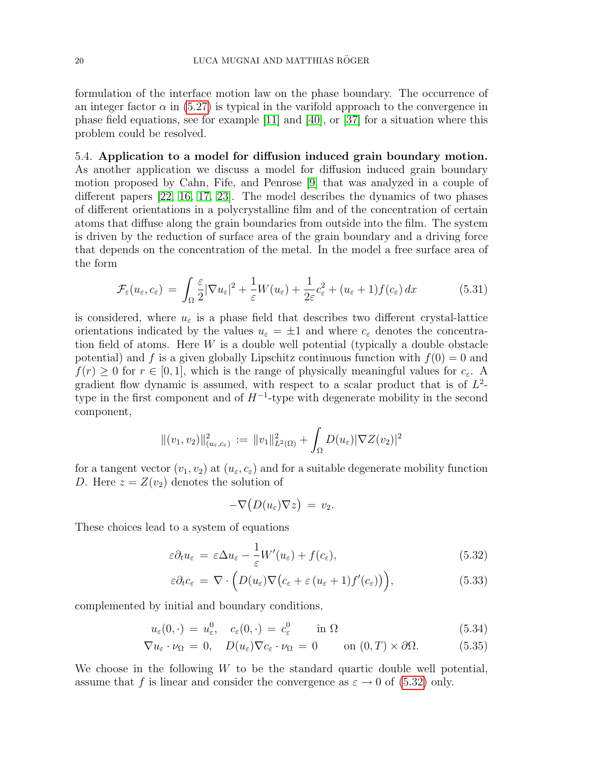formulation of the interface motion law on the phase boundary. The occurrence of an integer factor $\alpha$ in (5.27) is typical in the varifold approach to the convergence in phase field equations, see for example [11] and [40], or [37] for a situation where this problem could be resolved.

5.4. **Application to a model for diffusion induced grain boundary motion.** As another application we discuss a model for diffusion induced grain boundary motion proposed by Cahn, Fife, and Penrose [9] that was analyzed in a couple of different papers [22, 16, 17, 23]. The model describes the dynamics of two phases of different orientations in a polycrystalline film and of the concentration of certain atoms that diffuse along the grain boundaries from outside into the film. The system is driven by the reduction of surface area of the grain boundary and a driving force that depends on the concentration of the metal. In the model a free surface area of the form

$$\mathcal{F}_\varepsilon(u_\varepsilon, c_\varepsilon) \,=\, \int_\Omega \frac{\varepsilon}{2}|\nabla u_\varepsilon|^2 + \frac{1}{\varepsilon}W(u_\varepsilon) + \frac{1}{2\varepsilon}c_\varepsilon^2 + (u_\varepsilon + 1)f(c_\varepsilon)\,dx \tag{5.31}$$

is considered, where $u_\varepsilon$ is a phase field that describes two different crystal-lattice orientations indicated by the values $u_\varepsilon = \pm 1$ and where $c_\varepsilon$ denotes the concentration field of atoms. Here $W$ is a double well potential (typically a double obstacle potential) and $f$ is a given globally Lipschitz continuous function with $f(0) = 0$ and $f(r) \geq 0$ for $r \in [0, 1]$, which is the range of physically meaningful values for $c_\varepsilon$. A gradient flow dynamic is assumed, with respect to a scalar product that is of $L^2$-type in the first component and of $H^{-1}$-type with degenerate mobility in the second component,

$$\|(v_1, v_2)\|^2_{(u_\varepsilon, c_\varepsilon)} \,:=\, \|v_1\|^2_{L^2(\Omega)} + \int_\Omega D(u_\varepsilon)|\nabla Z(v_2)|^2$$

for a tangent vector $(v_1, v_2)$ at $(u_\varepsilon, c_\varepsilon)$ and for a suitable degenerate mobility function $D$. Here $z = Z(v_2)$ denotes the solution of

$$-\nabla\big(D(u_\varepsilon)\nabla z\big) \,=\, v_2.$$

These choices lead to a system of equations

$$\varepsilon\partial_t u_\varepsilon \,=\, \varepsilon\Delta u_\varepsilon - \frac{1}{\varepsilon}W'(u_\varepsilon) + f(c_\varepsilon), \tag{5.32}$$

$$\varepsilon\partial_t c_\varepsilon \,=\, \nabla \cdot \Big(D(u_\varepsilon)\nabla\big(c_\varepsilon + \varepsilon\,(u_\varepsilon + 1)f'(c_\varepsilon)\big)\Big), \tag{5.33}$$

complemented by initial and boundary conditions,

$$u_\varepsilon(0, \cdot) \,=\, u^0_\varepsilon, \quad c_\varepsilon(0, \cdot) \,=\, c^0_\varepsilon \qquad \text{in } \Omega \tag{5.34}$$

$$\nabla u_\varepsilon \cdot \nu_\Omega \,=\, 0, \quad D(u_\varepsilon)\nabla c_\varepsilon \cdot \nu_\Omega \,=\, 0 \qquad \text{on } (0, T) \times \partial\Omega. \tag{5.35}$$

We choose in the following $W$ to be the standard quartic double well potential, assume that $f$ is linear and consider the convergence as $\varepsilon \to 0$ of (5.32) only.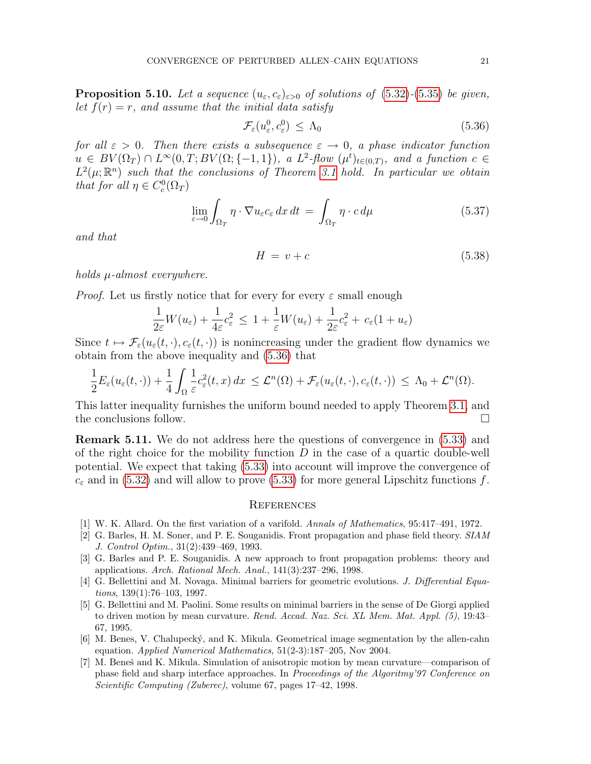**Proposition 5.10.** *Let a sequence $(u_\varepsilon, c_\varepsilon)_{\varepsilon>0}$ of solutions of (5.32)-(5.35) be given, let $f(r) = r$, and assume that the initial data satisfy*

$$\mathcal{F}_\varepsilon(u^0_\varepsilon, c^0_\varepsilon) \,\leq\, \Lambda_0 \tag{5.36}$$

*for all $\varepsilon > 0$. Then there exists a subsequence $\varepsilon \to 0$, a phase indicator function $u \in BV(\Omega_T) \cap L^\infty(0,T; BV(\Omega; \{-1,1\})$, a $L^2$-flow $(\mu^t)_{t\in(0,T)}$, and a function $c \in L^2(\mu; \mathbb{R}^n)$ such that the conclusions of Theorem 3.1 hold. In particular we obtain that for all $\eta \in C^0_c(\Omega_T)$*

$$\lim_{\varepsilon\to 0} \int_{\Omega_T} \eta \cdot \nabla u_\varepsilon c_\varepsilon \, dx\, dt \,=\, \int_{\Omega_T} \eta \cdot c \, d\mu \tag{5.37}$$

*and that*

$$H \,=\, v + c \tag{5.38}$$

*holds $\mu$-almost everywhere.*

*Proof.* Let us firstly notice that for every for every $\varepsilon$ small enough

$$\frac{1}{2\varepsilon} W(u_\varepsilon) + \frac{1}{4\varepsilon} c_\varepsilon^2 \,\leq\, 1 + \frac{1}{\varepsilon} W(u_\varepsilon) + \frac{1}{2\varepsilon} c_\varepsilon^2 + \, c_\varepsilon(1 + u_\varepsilon)$$

Since $t \mapsto \mathcal{F}_\varepsilon(u_\varepsilon(t,\cdot), c_\varepsilon(t,\cdot))$ is nonincreasing under the gradient flow dynamics we obtain from the above inequality and (5.36) that

$$\frac{1}{2} E_\varepsilon(u_\varepsilon(t,\cdot)) + \frac{1}{4} \int_\Omega \frac{1}{\varepsilon} c_\varepsilon^2(t,x)\, dx \,\leq \mathcal{L}^n(\Omega) + \mathcal{F}_\varepsilon(u_\varepsilon(t,\cdot), c_\varepsilon(t,\cdot)) \,\leq\, \Lambda_0 + \mathcal{L}^n(\Omega).$$

This latter inequality furnishes the uniform bound needed to apply Theorem 3.1, and the conclusions follow. ☐

**Remark 5.11.** We do not address here the questions of convergence in (5.33) and of the right choice for the mobility function $D$ in the case of a quartic double-well potential. We expect that taking (5.33) into account will improve the convergence of $c_\varepsilon$ and in (5.32) and will allow to prove (5.33) for more general Lipschitz functions $f$.

## References

[1] W. K. Allard. On the first variation of a varifold. *Annals of Mathematics*, 95:417–491, 1972.

[2] G. Barles, H. M. Soner, and P. E. Souganidis. Front propagation and phase field theory. *SIAM J. Control Optim.*, 31(2):439–469, 1993.

[3] G. Barles and P. E. Souganidis. A new approach to front propagation problems: theory and applications. *Arch. Rational Mech. Anal.*, 141(3):237–296, 1998.

[4] G. Bellettini and M. Novaga. Minimal barriers for geometric evolutions. *J. Differential Equations*, 139(1):76–103, 1997.

[5] G. Bellettini and M. Paolini. Some results on minimal barriers in the sense of De Giorgi applied to driven motion by mean curvature. *Rend. Accad. Naz. Sci. XL Mem. Mat. Appl. (5)*, 19:43–67, 1995.

[6] M. Benes, V. Chalupecký, and K. Mikula. Geometrical image segmentation by the allen-cahn equation. *Applied Numerical Mathematics*, 51(2-3):187–205, Nov 2004.

[7] M. Beneš and K. Mikula. Simulation of anisotropic motion by mean curvature—comparison of phase field and sharp interface approaches. In *Proceedings of the Algoritmy'97 Conference on Scientific Computing (Zuberec)*, volume 67, pages 17–42, 1998.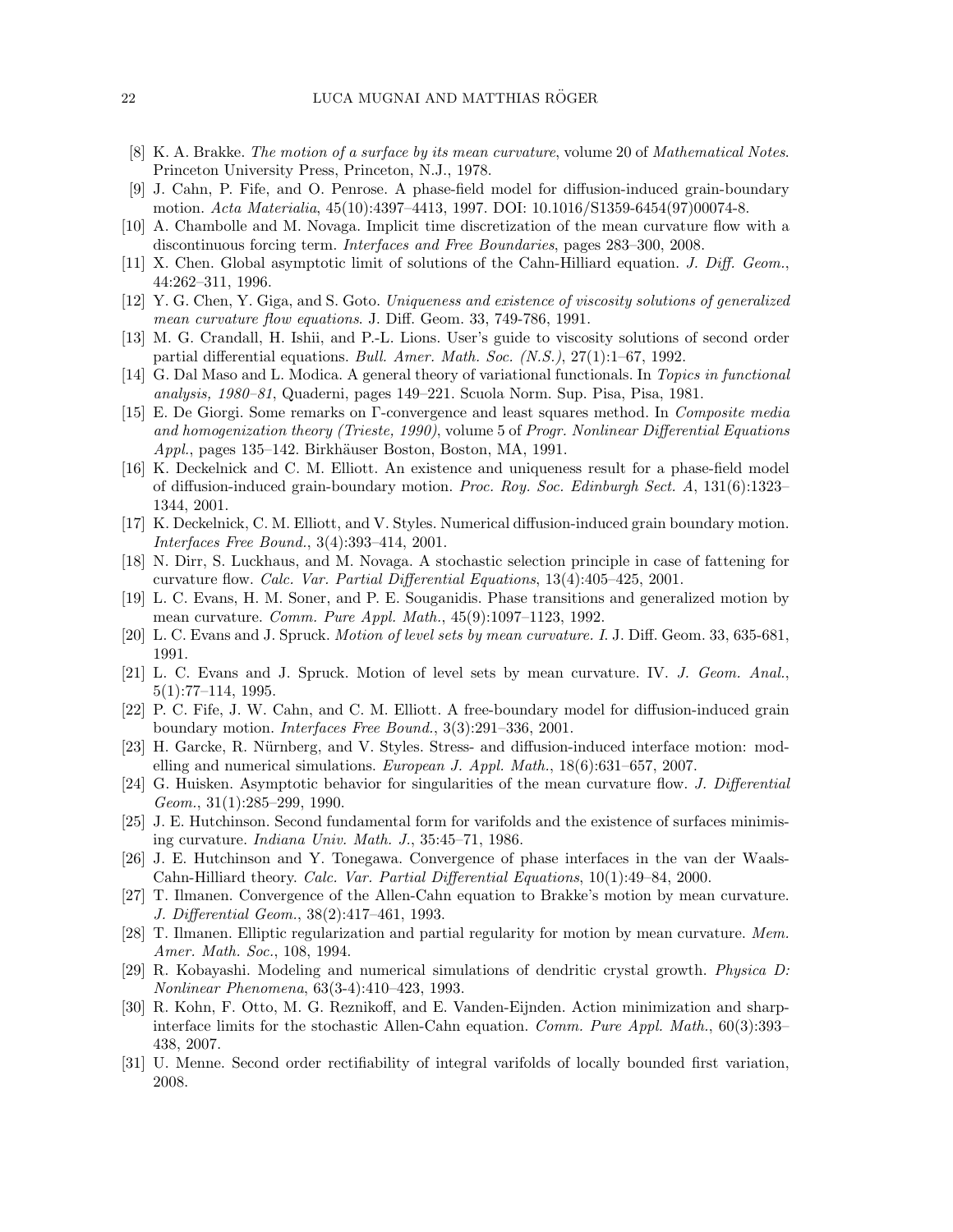[8] K. A. Brakke. *The motion of a surface by its mean curvature*, volume 20 of *Mathematical Notes*. Princeton University Press, Princeton, N.J., 1978.

[9] J. Cahn, P. Fife, and O. Penrose. A phase-field model for diffusion-induced grain-boundary motion. *Acta Materialia*, 45(10):4397–4413, 1997. DOI: 10.1016/S1359-6454(97)00074-8.

[10] A. Chambolle and M. Novaga. Implicit time discretization of the mean curvature flow with a discontinuous forcing term. *Interfaces and Free Boundaries*, pages 283–300, 2008.

[11] X. Chen. Global asymptotic limit of solutions of the Cahn-Hilliard equation. *J. Diff. Geom.*, 44:262–311, 1996.

[12] Y. G. Chen, Y. Giga, and S. Goto. *Uniqueness and existence of viscosity solutions of generalized mean curvature flow equations*. J. Diff. Geom. 33, 749-786, 1991.

[13] M. G. Crandall, H. Ishii, and P.-L. Lions. User's guide to viscosity solutions of second order partial differential equations. *Bull. Amer. Math. Soc. (N.S.)*, 27(1):1–67, 1992.

[14] G. Dal Maso and L. Modica. A general theory of variational functionals. In *Topics in functional analysis, 1980–81*, Quaderni, pages 149–221. Scuola Norm. Sup. Pisa, Pisa, 1981.

[15] E. De Giorgi. Some remarks on Γ-convergence and least squares method. In *Composite media and homogenization theory (Trieste, 1990)*, volume 5 of *Progr. Nonlinear Differential Equations Appl.*, pages 135–142. Birkhäuser Boston, Boston, MA, 1991.

[16] K. Deckelnick and C. M. Elliott. An existence and uniqueness result for a phase-field model of diffusion-induced grain-boundary motion. *Proc. Roy. Soc. Edinburgh Sect. A*, 131(6):1323–1344, 2001.

[17] K. Deckelnick, C. M. Elliott, and V. Styles. Numerical diffusion-induced grain boundary motion. *Interfaces Free Bound.*, 3(4):393–414, 2001.

[18] N. Dirr, S. Luckhaus, and M. Novaga. A stochastic selection principle in case of fattening for curvature flow. *Calc. Var. Partial Differential Equations*, 13(4):405–425, 2001.

[19] L. C. Evans, H. M. Soner, and P. E. Souganidis. Phase transitions and generalized motion by mean curvature. *Comm. Pure Appl. Math.*, 45(9):1097–1123, 1992.

[20] L. C. Evans and J. Spruck. *Motion of level sets by mean curvature. I.* J. Diff. Geom. 33, 635-681, 1991.

[21] L. C. Evans and J. Spruck. Motion of level sets by mean curvature. IV. *J. Geom. Anal.*, 5(1):77–114, 1995.

[22] P. C. Fife, J. W. Cahn, and C. M. Elliott. A free-boundary model for diffusion-induced grain boundary motion. *Interfaces Free Bound.*, 3(3):291–336, 2001.

[23] H. Garcke, R. Nürnberg, and V. Styles. Stress- and diffusion-induced interface motion: modelling and numerical simulations. *European J. Appl. Math.*, 18(6):631–657, 2007.

[24] G. Huisken. Asymptotic behavior for singularities of the mean curvature flow. *J. Differential Geom.*, 31(1):285–299, 1990.

[25] J. E. Hutchinson. Second fundamental form for varifolds and the existence of surfaces minimising curvature. *Indiana Univ. Math. J.*, 35:45–71, 1986.

[26] J. E. Hutchinson and Y. Tonegawa. Convergence of phase interfaces in the van der Waals-Cahn-Hilliard theory. *Calc. Var. Partial Differential Equations*, 10(1):49–84, 2000.

[27] T. Ilmanen. Convergence of the Allen-Cahn equation to Brakke's motion by mean curvature. *J. Differential Geom.*, 38(2):417–461, 1993.

[28] T. Ilmanen. Elliptic regularization and partial regularity for motion by mean curvature. *Mem. Amer. Math. Soc.*, 108, 1994.

[29] R. Kobayashi. Modeling and numerical simulations of dendritic crystal growth. *Physica D: Nonlinear Phenomena*, 63(3-4):410–423, 1993.

[30] R. Kohn, F. Otto, M. G. Reznikoff, and E. Vanden-Eijnden. Action minimization and sharp-interface limits for the stochastic Allen-Cahn equation. *Comm. Pure Appl. Math.*, 60(3):393–438, 2007.

[31] U. Menne. Second order rectifiability of integral varifolds of locally bounded first variation, 2008.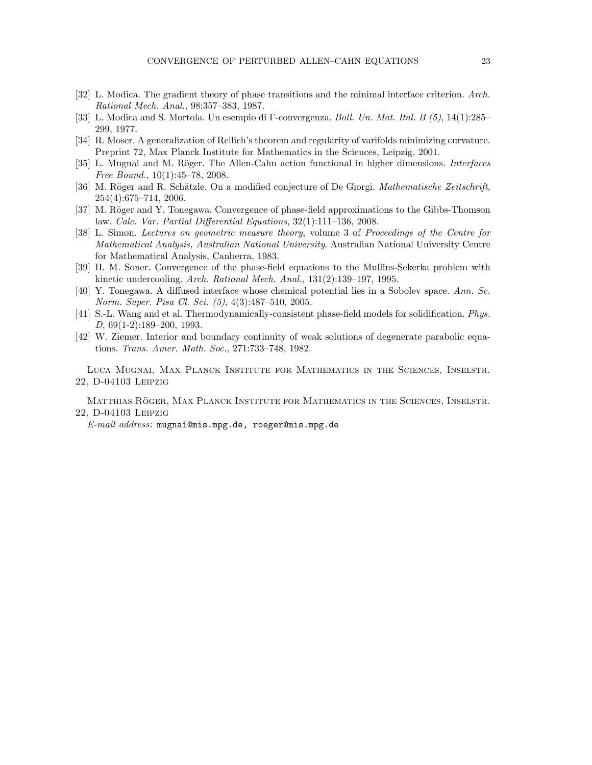[32] L. Modica. The gradient theory of phase transitions and the minimal interface criterion. *Arch. Rational Mech. Anal.*, 98:357–383, 1987.

[33] L. Modica and S. Mortola. Un esempio di Γ-convergenza. *Boll. Un. Mat. Ital. B (5)*, 14(1):285–299, 1977.

[34] R. Moser. A generalization of Rellich's theorem and regularity of varifolds minimizing curvature. Preprint 72, Max Planck Institute for Mathematics in the Sciences, Leipzig, 2001.

[35] L. Mugnai and M. Röger. The Allen-Cahn action functional in higher dimensions. *Interfaces Free Bound.*, 10(1):45–78, 2008.

[36] M. Röger and R. Schätzle. On a modified conjecture of De Giorgi. *Mathematische Zeitschrift*, 254(4):675–714, 2006.

[37] M. Röger and Y. Tonegawa. Convergence of phase-field approximations to the Gibbs-Thomson law. *Calc. Var. Partial Differential Equations*, 32(1):111–136, 2008.

[38] L. Simon. *Lectures on geometric measure theory*, volume 3 of *Proceedings of the Centre for Mathematical Analysis, Australian National University*. Australian National University Centre for Mathematical Analysis, Canberra, 1983.

[39] H. M. Soner. Convergence of the phase-field equations to the Mullins-Sekerka problem with kinetic undercooling. *Arch. Rational Mech. Anal.*, 131(2):139–197, 1995.

[40] Y. Tonegawa. A diffused interface whose chemical potential lies in a Sobolev space. *Ann. Sc. Norm. Super. Pisa Cl. Sci. (5)*, 4(3):487–510, 2005.

[41] S.-L. Wang and et al. Thermodynamically-consistent phase-field models for solidification. *Phys. D*, 69(1-2):189–200, 1993.

[42] W. Ziemer. Interior and boundary continuity of weak solutions of degenerate parabolic equations. *Trans. Amer. Math. Soc.*, 271:733–748, 1982.

Luca Mugnai, Max Planck Institute for Mathematics in the Sciences, Inselstr. 22, D-04103 Leipzig

Matthias Röger, Max Planck Institute for Mathematics in the Sciences, Inselstr. 22, D-04103 Leipzig

*E-mail address*: mugnai@mis.mpg.de, roeger@mis.mpg.de